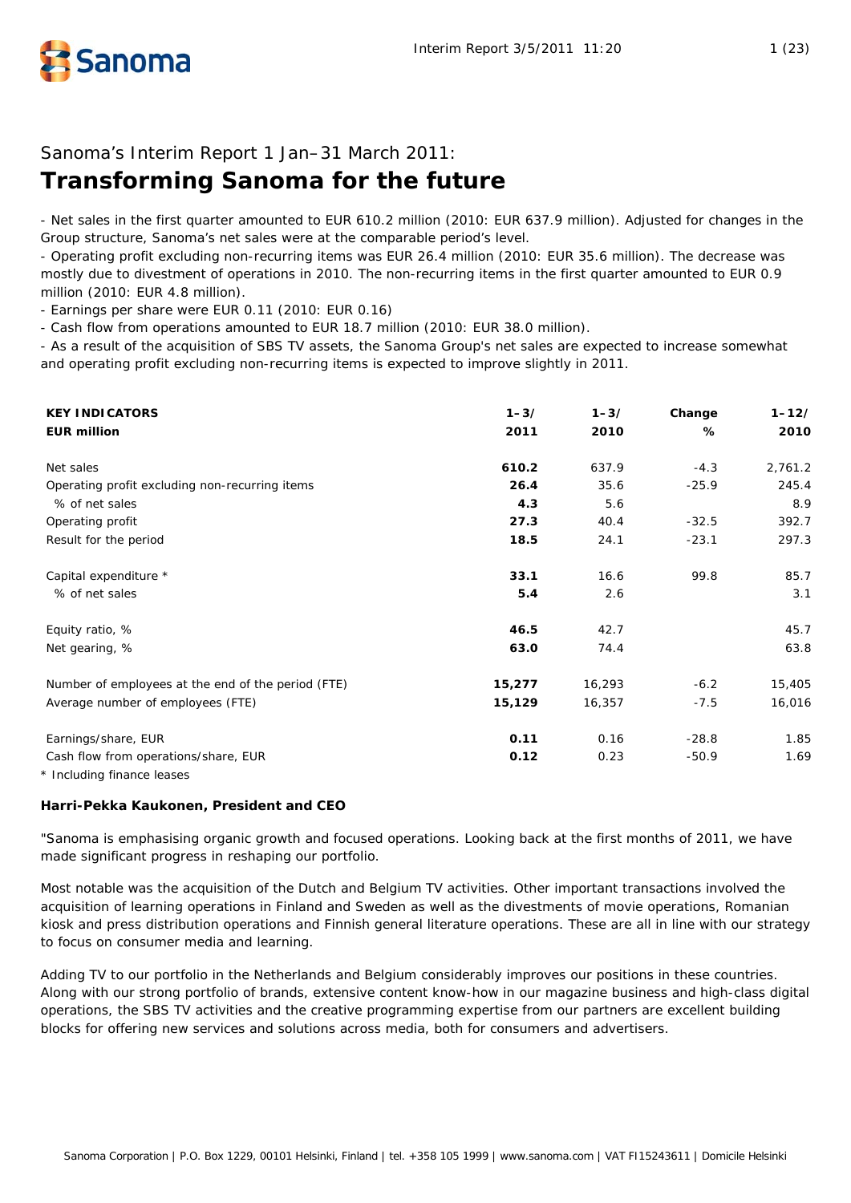Sanoma's Interim Report 1 Jan–31 March 2011:

# Transforming Sanoma for the future

- Net sales in the first quarter amounted to EUR 610.2 million (2010: EUR 637.9 million). Adjusted for changes in the Group structure, Sanoma's net sales were at the comparable period's level.
- Operating profit excluding non-recurring items was EUR 26.4 million (2010: EUR 35.6 million). The decrease was mostly due to divestment of operations in 2010. The non-recurring items in the first quarter amounted to EUR 0.9 million (2010: EUR 4.8 million).
- Earnings per share were EUR 0.11 (2010: EUR 0.16)
- Cash flow from operations amounted to EUR 18.7 million (2010: EUR 38.0 million).
- As a result of the acquisition of SBS TV assets, the Sanoma Group's net sales are expected to increase somewhat and operating profit excluding non-recurring items is expected to improve slightly in 2011.

| **KEY INDICATORS EUR million** | **1–3/ 2011** | **1–3/ 2010** | **Change %** | **1–12/ 2010** |
|---|---|---|---|---|
| Net sales | **610.2** | 637.9 | -4.3 | 2,761.2 |
| Operating profit excluding non-recurring items | **26.4** | 35.6 | -25.9 | 245.4 |
| % of net sales | **4.3** | 5.6 | | 8.9 |
| Operating profit | **27.3** | 40.4 | -32.5 | 392.7 |
| Result for the period | **18.5** | 24.1 | -23.1 | 297.3 |
| Capital expenditure * | **33.1** | 16.6 | 99.8 | 85.7 |
| % of net sales | **5.4** | 2.6 | | 3.1 |
| Equity ratio, % | **46.5** | 42.7 | | 45.7 |
| Net gearing, % | **63.0** | 74.4 | | 63.8 |
| Number of employees at the end of the period (FTE) | **15,277** | 16,293 | -6.2 | 15,405 |
| Average number of employees (FTE) | **15,129** | 16,357 | -7.5 | 16,016 |
| Earnings/share, EUR | **0.11** | 0.16 | -28.8 | 1.85 |
| Cash flow from operations/share, EUR | **0.12** | 0.23 | -50.9 | 1.69 |

* Including finance leases

**Harri-Pekka Kaukonen, President and CEO**

"Sanoma is emphasising organic growth and focused operations. Looking back at the first months of 2011, we have made significant progress in reshaping our portfolio.

Most notable was the acquisition of the Dutch and Belgium TV activities. Other important transactions involved the acquisition of learning operations in Finland and Sweden as well as the divestments of movie operations, Romanian kiosk and press distribution operations and Finnish general literature operations. These are all in line with our strategy to focus on consumer media and learning.

Adding TV to our portfolio in the Netherlands and Belgium considerably improves our positions in these countries. Along with our strong portfolio of brands, extensive content know-how in our magazine business and high-class digital operations, the SBS TV activities and the creative programming expertise from our partners are excellent building blocks for offering new services and solutions across media, both for consumers and advertisers.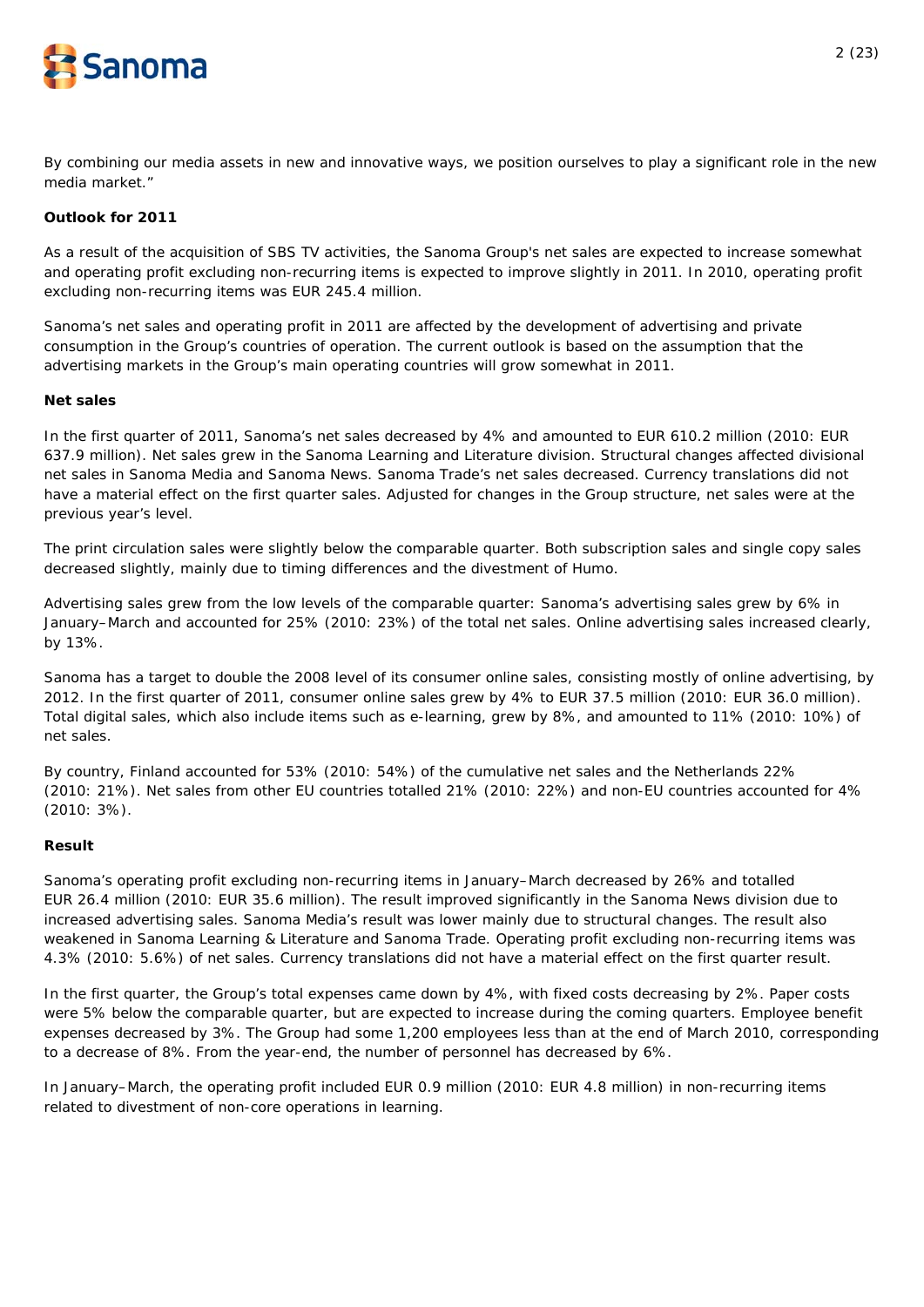By combining our media assets in new and innovative ways, we position ourselves to play a significant role in the new media market."

**Outlook for 2011**

As a result of the acquisition of SBS TV activities, the Sanoma Group's net sales are expected to increase somewhat and operating profit excluding non-recurring items is expected to improve slightly in 2011. In 2010, operating profit excluding non-recurring items was EUR 245.4 million.

Sanoma's net sales and operating profit in 2011 are affected by the development of advertising and private consumption in the Group's countries of operation. The current outlook is based on the assumption that the advertising markets in the Group's main operating countries will grow somewhat in 2011.

**Net sales**

In the first quarter of 2011, Sanoma's net sales decreased by 4% and amounted to EUR 610.2 million (2010: EUR 637.9 million). Net sales grew in the Sanoma Learning and Literature division. Structural changes affected divisional net sales in Sanoma Media and Sanoma News. Sanoma Trade's net sales decreased. Currency translations did not have a material effect on the first quarter sales. Adjusted for changes in the Group structure, net sales were at the previous year's level.

The print circulation sales were slightly below the comparable quarter. Both subscription sales and single copy sales decreased slightly, mainly due to timing differences and the divestment of Humo.

Advertising sales grew from the low levels of the comparable quarter: Sanoma's advertising sales grew by 6% in January–March and accounted for 25% (2010: 23%) of the total net sales. Online advertising sales increased clearly, by 13%.

Sanoma has a target to double the 2008 level of its consumer online sales, consisting mostly of online advertising, by 2012. In the first quarter of 2011, consumer online sales grew by 4% to EUR 37.5 million (2010: EUR 36.0 million). Total digital sales, which also include items such as e-learning, grew by 8%, and amounted to 11% (2010: 10%) of net sales.

By country, Finland accounted for 53% (2010: 54%) of the cumulative net sales and the Netherlands 22% (2010: 21%). Net sales from other EU countries totalled 21% (2010: 22%) and non-EU countries accounted for 4% (2010: 3%).

**Result**

Sanoma's operating profit excluding non-recurring items in January–March decreased by 26% and totalled EUR 26.4 million (2010: EUR 35.6 million). The result improved significantly in the Sanoma News division due to increased advertising sales. Sanoma Media's result was lower mainly due to structural changes. The result also weakened in Sanoma Learning & Literature and Sanoma Trade. Operating profit excluding non-recurring items was 4.3% (2010: 5.6%) of net sales. Currency translations did not have a material effect on the first quarter result.

In the first quarter, the Group's total expenses came down by 4%, with fixed costs decreasing by 2%. Paper costs were 5% below the comparable quarter, but are expected to increase during the coming quarters. Employee benefit expenses decreased by 3%. The Group had some 1,200 employees less than at the end of March 2010, corresponding to a decrease of 8%. From the year-end, the number of personnel has decreased by 6%.

In January–March, the operating profit included EUR 0.9 million (2010: EUR 4.8 million) in non-recurring items related to divestment of non-core operations in learning.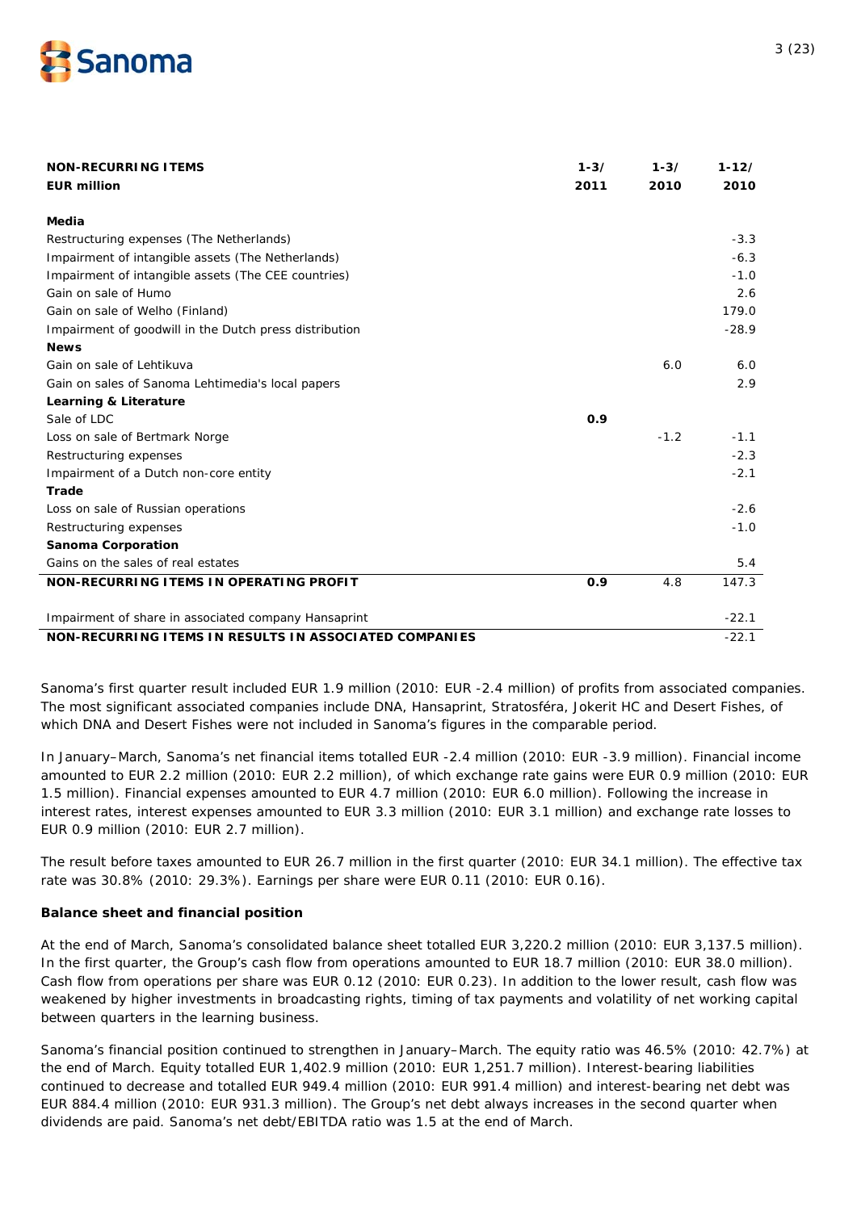| **NON-RECURRING ITEMS** | **1-3/** | **1-3/** | **1-12/** |
|---|---|---|---|
| **EUR million** | **2011** | **2010** | **2010** |
| | | | |
| **Media** | | | |
| Restructuring expenses (The Netherlands) | | | -3.3 |
| Impairment of intangible assets (The Netherlands) | | | -6.3 |
| Impairment of intangible assets (The CEE countries) | | | -1.0 |
| Gain on sale of Humo | | | 2.6 |
| Gain on sale of Welho (Finland) | | | 179.0 |
| Impairment of goodwill in the Dutch press distribution | | | -28.9 |
| **News** | | | |
| Gain on sale of Lehtikuva | | 6.0 | 6.0 |
| Gain on sales of Sanoma Lehtimedia's local papers | | | 2.9 |
| **Learning & Literature** | | | |
| Sale of LDC | **0.9** | | |
| Loss on sale of Bertmark Norge | | -1.2 | -1.1 |
| Restructuring expenses | | | -2.3 |
| Impairment of a Dutch non-core entity | | | -2.1 |
| **Trade** | | | |
| Loss on sale of Russian operations | | | -2.6 |
| Restructuring expenses | | | -1.0 |
| **Sanoma Corporation** | | | |
| Gains on the sales of real estates | | | 5.4 |
| **NON-RECURRING ITEMS IN OPERATING PROFIT** | **0.9** | 4.8 | 147.3 |
| | | | |
| Impairment of share in associated company Hansaprint | | | -22.1 |
| **NON-RECURRING ITEMS IN RESULTS IN ASSOCIATED COMPANIES** | | | -22.1 |

Sanoma's first quarter result included EUR 1.9 million (2010: EUR -2.4 million) of profits from associated companies. The most significant associated companies include DNA, Hansaprint, Stratosféra, Jokerit HC and Desert Fishes, of which DNA and Desert Fishes were not included in Sanoma's figures in the comparable period.

In January–March, Sanoma's net financial items totalled EUR -2.4 million (2010: EUR -3.9 million). Financial income amounted to EUR 2.2 million (2010: EUR 2.2 million), of which exchange rate gains were EUR 0.9 million (2010: EUR 1.5 million). Financial expenses amounted to EUR 4.7 million (2010: EUR 6.0 million). Following the increase in interest rates, interest expenses amounted to EUR 3.3 million (2010: EUR 3.1 million) and exchange rate losses to EUR 0.9 million (2010: EUR 2.7 million).

The result before taxes amounted to EUR 26.7 million in the first quarter (2010: EUR 34.1 million). The effective tax rate was 30.8% (2010: 29.3%). Earnings per share were EUR 0.11 (2010: EUR 0.16).

**Balance sheet and financial position**

At the end of March, Sanoma's consolidated balance sheet totalled EUR 3,220.2 million (2010: EUR 3,137.5 million). In the first quarter, the Group's cash flow from operations amounted to EUR 18.7 million (2010: EUR 38.0 million). Cash flow from operations per share was EUR 0.12 (2010: EUR 0.23). In addition to the lower result, cash flow was weakened by higher investments in broadcasting rights, timing of tax payments and volatility of net working capital between quarters in the learning business.

Sanoma's financial position continued to strengthen in January–March. The equity ratio was 46.5% (2010: 42.7%) at the end of March. Equity totalled EUR 1,402.9 million (2010: EUR 1,251.7 million). Interest-bearing liabilities continued to decrease and totalled EUR 949.4 million (2010: EUR 991.4 million) and interest-bearing net debt was EUR 884.4 million (2010: EUR 931.3 million). The Group's net debt always increases in the second quarter when dividends are paid. Sanoma's net debt/EBITDA ratio was 1.5 at the end of March.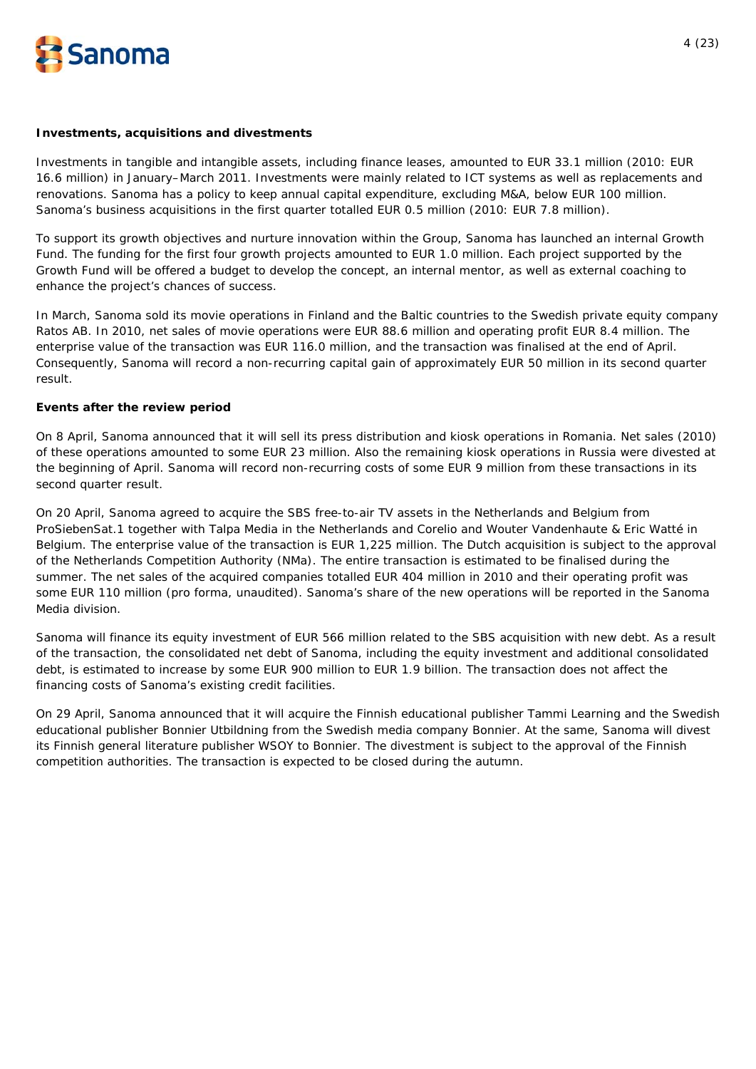**Investments, acquisitions and divestments**

Investments in tangible and intangible assets, including finance leases, amounted to EUR 33.1 million (2010: EUR 16.6 million) in January–March 2011. Investments were mainly related to ICT systems as well as replacements and renovations. Sanoma has a policy to keep annual capital expenditure, excluding M&A, below EUR 100 million. Sanoma's business acquisitions in the first quarter totalled EUR 0.5 million (2010: EUR 7.8 million).

To support its growth objectives and nurture innovation within the Group, Sanoma has launched an internal Growth Fund. The funding for the first four growth projects amounted to EUR 1.0 million. Each project supported by the Growth Fund will be offered a budget to develop the concept, an internal mentor, as well as external coaching to enhance the project's chances of success.

In March, Sanoma sold its movie operations in Finland and the Baltic countries to the Swedish private equity company Ratos AB. In 2010, net sales of movie operations were EUR 88.6 million and operating profit EUR 8.4 million. The enterprise value of the transaction was EUR 116.0 million, and the transaction was finalised at the end of April. Consequently, Sanoma will record a non-recurring capital gain of approximately EUR 50 million in its second quarter result.

**Events after the review period**

On 8 April, Sanoma announced that it will sell its press distribution and kiosk operations in Romania. Net sales (2010) of these operations amounted to some EUR 23 million. Also the remaining kiosk operations in Russia were divested at the beginning of April. Sanoma will record non-recurring costs of some EUR 9 million from these transactions in its second quarter result.

On 20 April, Sanoma agreed to acquire the SBS free-to-air TV assets in the Netherlands and Belgium from ProSiebenSat.1 together with Talpa Media in the Netherlands and Corelio and Wouter Vandenhaute & Eric Watté in Belgium. The enterprise value of the transaction is EUR 1,225 million. The Dutch acquisition is subject to the approval of the Netherlands Competition Authority (NMa). The entire transaction is estimated to be finalised during the summer. The net sales of the acquired companies totalled EUR 404 million in 2010 and their operating profit was some EUR 110 million (pro forma, unaudited). Sanoma's share of the new operations will be reported in the Sanoma Media division.

Sanoma will finance its equity investment of EUR 566 million related to the SBS acquisition with new debt. As a result of the transaction, the consolidated net debt of Sanoma, including the equity investment and additional consolidated debt, is estimated to increase by some EUR 900 million to EUR 1.9 billion. The transaction does not affect the financing costs of Sanoma's existing credit facilities.

On 29 April, Sanoma announced that it will acquire the Finnish educational publisher Tammi Learning and the Swedish educational publisher Bonnier Utbildning from the Swedish media company Bonnier. At the same, Sanoma will divest its Finnish general literature publisher WSOY to Bonnier. The divestment is subject to the approval of the Finnish competition authorities. The transaction is expected to be closed during the autumn.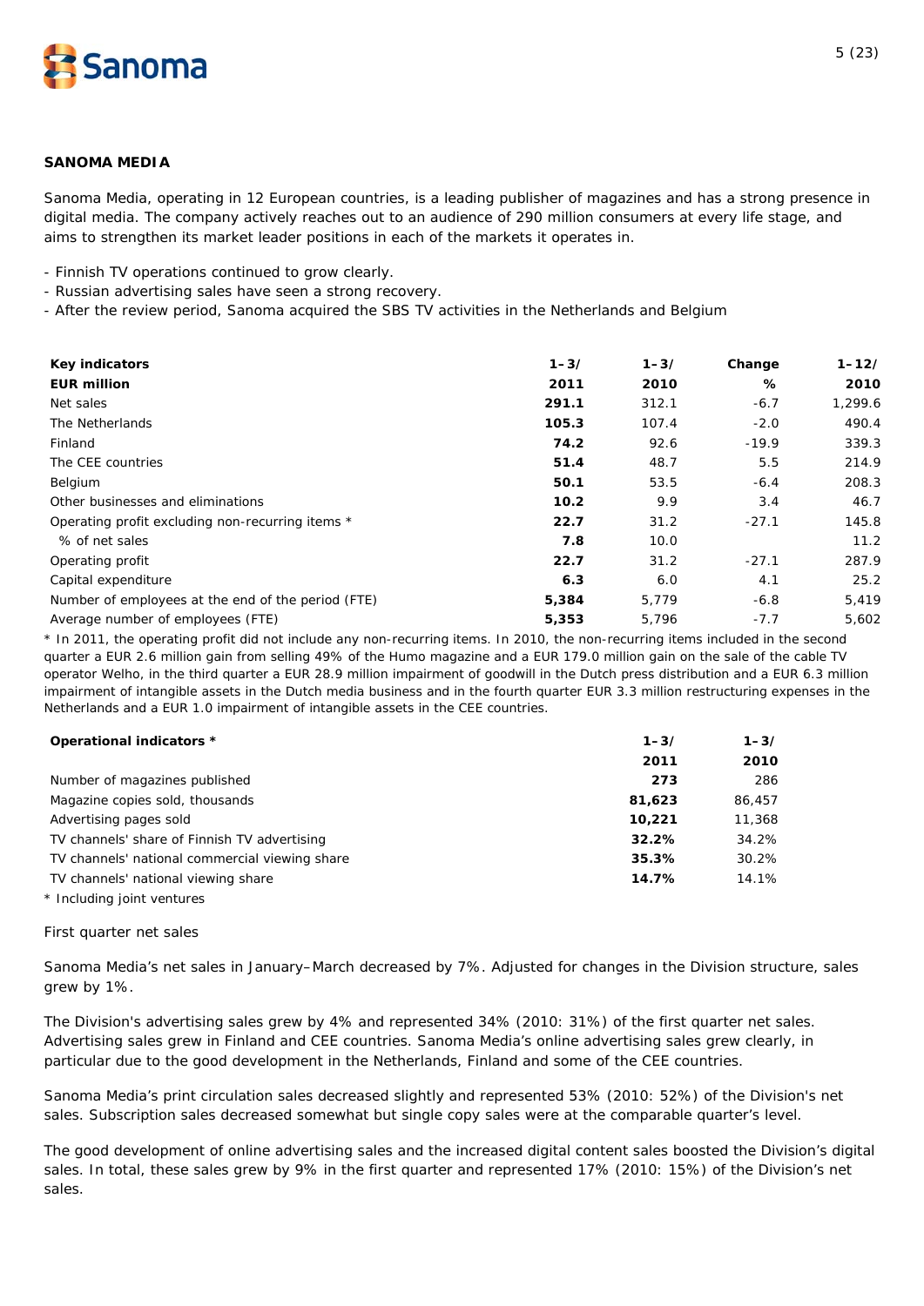## SANOMA MEDIA

Sanoma Media, operating in 12 European countries, is a leading publisher of magazines and has a strong presence in digital media. The company actively reaches out to an audience of 290 million consumers at every life stage, and aims to strengthen its market leader positions in each of the markets it operates in.

- Finnish TV operations continued to grow clearly.
- Russian advertising sales have seen a strong recovery.
- After the review period, Sanoma acquired the SBS TV activities in the Netherlands and Belgium

| Key indicators<br>EUR million | 1–3/<br>2011 | 1–3/<br>2010 | Change<br>% | 1–12/<br>2010 |
|---|---|---|---|---|
| Net sales | **291.1** | 312.1 | -6.7 | 1,299.6 |
| The Netherlands | **105.3** | 107.4 | -2.0 | 490.4 |
| Finland | **74.2** | 92.6 | -19.9 | 339.3 |
| The CEE countries | **51.4** | 48.7 | 5.5 | 214.9 |
| Belgium | **50.1** | 53.5 | -6.4 | 208.3 |
| Other businesses and eliminations | **10.2** | 9.9 | 3.4 | 46.7 |
| Operating profit excluding non-recurring items * | **22.7** | 31.2 | -27.1 | 145.8 |
| % of net sales | **7.8** | 10.0 | | 11.2 |
| Operating profit | **22.7** | 31.2 | -27.1 | 287.9 |
| Capital expenditure | **6.3** | 6.0 | 4.1 | 25.2 |
| Number of employees at the end of the period (FTE) | **5,384** | 5,779 | -6.8 | 5,419 |
| Average number of employees (FTE) | **5,353** | 5,796 | -7.7 | 5,602 |

* In 2011, the operating profit did not include any non-recurring items. In 2010, the non-recurring items included in the second quarter a EUR 2.6 million gain from selling 49% of the Humo magazine and a EUR 179.0 million gain on the sale of the cable TV operator Welho, in the third quarter a EUR 28.9 million impairment of goodwill in the Dutch press distribution and a EUR 6.3 million impairment of intangible assets in the Dutch media business and in the fourth quarter EUR 3.3 million restructuring expenses in the Netherlands and a EUR 1.0 impairment of intangible assets in the CEE countries.

| Operational indicators * | 1–3/<br>2011 | 1–3/<br>2010 |
|---|---|---|
| Number of magazines published | **273** | 286 |
| Magazine copies sold, thousands | **81,623** | 86,457 |
| Advertising pages sold | **10,221** | 11,368 |
| TV channels' share of Finnish TV advertising | **32.2%** | 34.2% |
| TV channels' national commercial viewing share | **35.3%** | 30.2% |
| TV channels' national viewing share | **14.7%** | 14.1% |

* Including joint ventures

*First quarter net sales*

Sanoma Media's net sales in January–March decreased by 7%. Adjusted for changes in the Division structure, sales grew by 1%.

The Division's advertising sales grew by 4% and represented 34% (2010: 31%) of the first quarter net sales. Advertising sales grew in Finland and CEE countries. Sanoma Media's online advertising sales grew clearly, in particular due to the good development in the Netherlands, Finland and some of the CEE countries.

Sanoma Media's print circulation sales decreased slightly and represented 53% (2010: 52%) of the Division's net sales. Subscription sales decreased somewhat but single copy sales were at the comparable quarter's level.

The good development of online advertising sales and the increased digital content sales boosted the Division's digital sales. In total, these sales grew by 9% in the first quarter and represented 17% (2010: 15%) of the Division's net sales.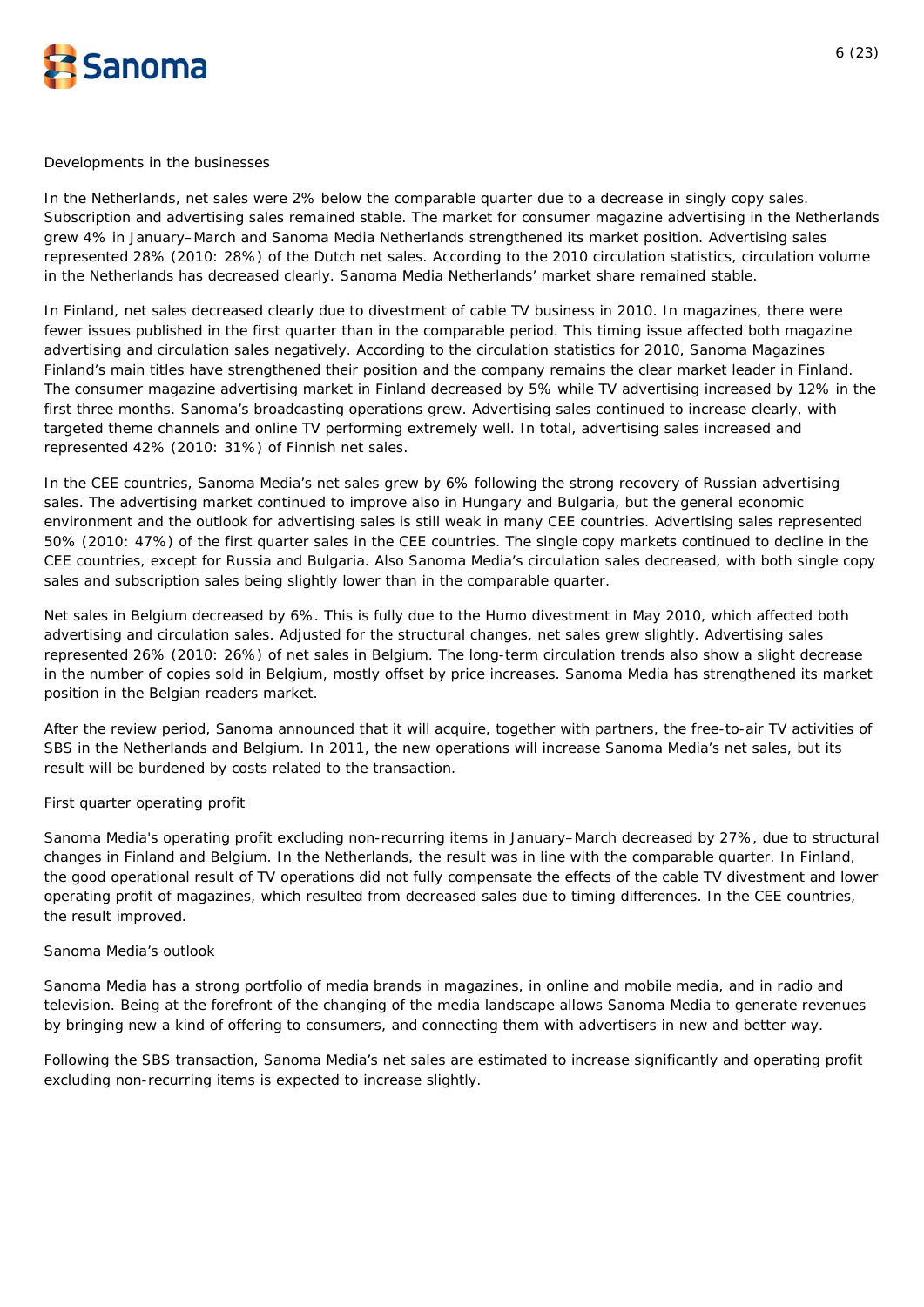## Developments in the businesses

In the Netherlands, net sales were 2% below the comparable quarter due to a decrease in singly copy sales. Subscription and advertising sales remained stable. The market for consumer magazine advertising in the Netherlands grew 4% in January–March and Sanoma Media Netherlands strengthened its market position. Advertising sales represented 28% (2010: 28%) of the Dutch net sales. According to the 2010 circulation statistics, circulation volume in the Netherlands has decreased clearly. Sanoma Media Netherlands' market share remained stable.

In Finland, net sales decreased clearly due to divestment of cable TV business in 2010. In magazines, there were fewer issues published in the first quarter than in the comparable period. This timing issue affected both magazine advertising and circulation sales negatively. According to the circulation statistics for 2010, Sanoma Magazines Finland's main titles have strengthened their position and the company remains the clear market leader in Finland. The consumer magazine advertising market in Finland decreased by 5% while TV advertising increased by 12% in the first three months. Sanoma's broadcasting operations grew. Advertising sales continued to increase clearly, with targeted theme channels and online TV performing extremely well. In total, advertising sales increased and represented 42% (2010: 31%) of Finnish net sales.

In the CEE countries, Sanoma Media's net sales grew by 6% following the strong recovery of Russian advertising sales. The advertising market continued to improve also in Hungary and Bulgaria, but the general economic environment and the outlook for advertising sales is still weak in many CEE countries. Advertising sales represented 50% (2010: 47%) of the first quarter sales in the CEE countries. The single copy markets continued to decline in the CEE countries, except for Russia and Bulgaria. Also Sanoma Media's circulation sales decreased, with both single copy sales and subscription sales being slightly lower than in the comparable quarter.

Net sales in Belgium decreased by 6%. This is fully due to the Humo divestment in May 2010, which affected both advertising and circulation sales. Adjusted for the structural changes, net sales grew slightly. Advertising sales represented 26% (2010: 26%) of net sales in Belgium. The long-term circulation trends also show a slight decrease in the number of copies sold in Belgium, mostly offset by price increases. Sanoma Media has strengthened its market position in the Belgian readers market.

After the review period, Sanoma announced that it will acquire, together with partners, the free-to-air TV activities of SBS in the Netherlands and Belgium. In 2011, the new operations will increase Sanoma Media's net sales, but its result will be burdened by costs related to the transaction.

## First quarter operating profit

Sanoma Media's operating profit excluding non-recurring items in January–March decreased by 27%, due to structural changes in Finland and Belgium. In the Netherlands, the result was in line with the comparable quarter. In Finland, the good operational result of TV operations did not fully compensate the effects of the cable TV divestment and lower operating profit of magazines, which resulted from decreased sales due to timing differences. In the CEE countries, the result improved.

## Sanoma Media's outlook

Sanoma Media has a strong portfolio of media brands in magazines, in online and mobile media, and in radio and television. Being at the forefront of the changing of the media landscape allows Sanoma Media to generate revenues by bringing new a kind of offering to consumers, and connecting them with advertisers in new and better way.

Following the SBS transaction, Sanoma Media's net sales are estimated to increase significantly and operating profit excluding non-recurring items is expected to increase slightly.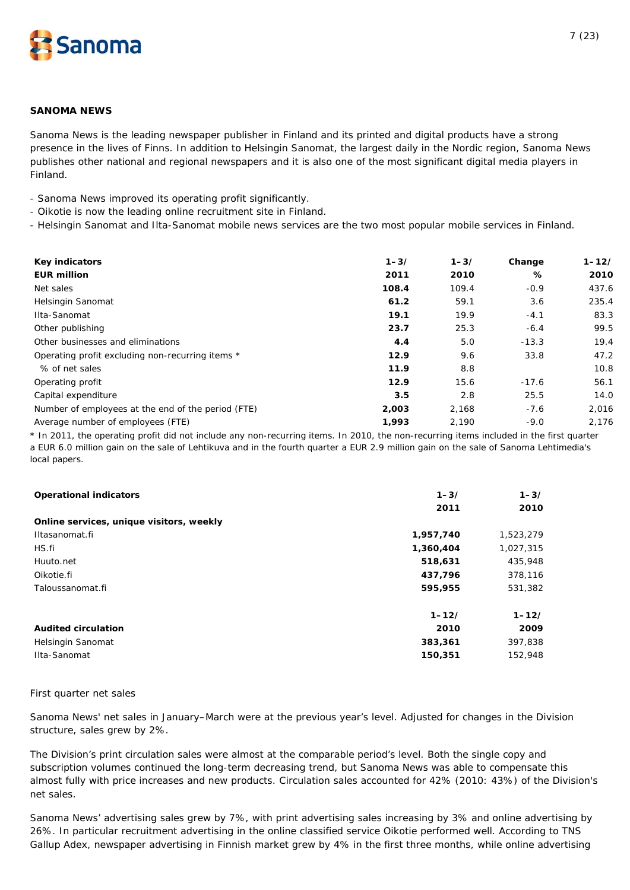## SANOMA NEWS

Sanoma News is the leading newspaper publisher in Finland and its printed and digital products have a strong presence in the lives of Finns. In addition to Helsingin Sanomat, the largest daily in the Nordic region, Sanoma News publishes other national and regional newspapers and it is also one of the most significant digital media players in Finland.

- Sanoma News improved its operating profit significantly.
- Oikotie is now the leading online recruitment site in Finland.
- Helsingin Sanomat and Ilta-Sanomat mobile news services are the two most popular mobile services in Finland.

| Key indicators<br>EUR million | 1–3/<br>2011 | 1–3/<br>2010 | Change<br>% | 1–12/<br>2010 |
|---|---|---|---|---|
| Net sales | **108.4** | 109.4 | -0.9 | 437.6 |
| Helsingin Sanomat | **61.2** | 59.1 | 3.6 | 235.4 |
| Ilta-Sanomat | **19.1** | 19.9 | -4.1 | 83.3 |
| Other publishing | **23.7** | 25.3 | -6.4 | 99.5 |
| Other businesses and eliminations | **4.4** | 5.0 | -13.3 | 19.4 |
| Operating profit excluding non-recurring items * | **12.9** | 9.6 | 33.8 | 47.2 |
| % of net sales | **11.9** | 8.8 | | 10.8 |
| Operating profit | **12.9** | 15.6 | -17.6 | 56.1 |
| Capital expenditure | **3.5** | 2.8 | 25.5 | 14.0 |
| Number of employees at the end of the period (FTE) | **2,003** | 2,168 | -7.6 | 2,016 |
| Average number of employees (FTE) | **1,993** | 2,190 | -9.0 | 2,176 |

\* In 2011, the operating profit did not include any non-recurring items. In 2010, the non-recurring items included in the first quarter a EUR 6.0 million gain on the sale of Lehtikuva and in the fourth quarter a EUR 2.9 million gain on the sale of Sanoma Lehtimedia's local papers.

| Operational indicators | 1–3/<br>2011 | 1–3/<br>2010 |
|---|---|---|
| **Online services, unique visitors, weekly** | | |
| Iltasanomat.fi | **1,957,740** | 1,523,279 |
| HS.fi | **1,360,404** | 1,027,315 |
| Huuto.net | **518,631** | 435,948 |
| Oikotie.fi | **437,796** | 378,116 |
| Taloussanomat.fi | **595,955** | 531,382 |
| | **1–12/** | **1–12/** |
| **Audited circulation** | **2010** | **2009** |
| Helsingin Sanomat | **383,361** | 397,838 |
| Ilta-Sanomat | **150,351** | 152,948 |

First quarter net sales

Sanoma News' net sales in January–March were at the previous year's level. Adjusted for changes in the Division structure, sales grew by 2%.

The Division's print circulation sales were almost at the comparable period's level. Both the single copy and subscription volumes continued the long-term decreasing trend, but Sanoma News was able to compensate this almost fully with price increases and new products. Circulation sales accounted for 42% (2010: 43%) of the Division's net sales.

Sanoma News' advertising sales grew by 7%, with print advertising sales increasing by 3% and online advertising by 26%. In particular recruitment advertising in the online classified service Oikotie performed well. According to TNS Gallup Adex, newspaper advertising in Finnish market grew by 4% in the first three months, while online advertising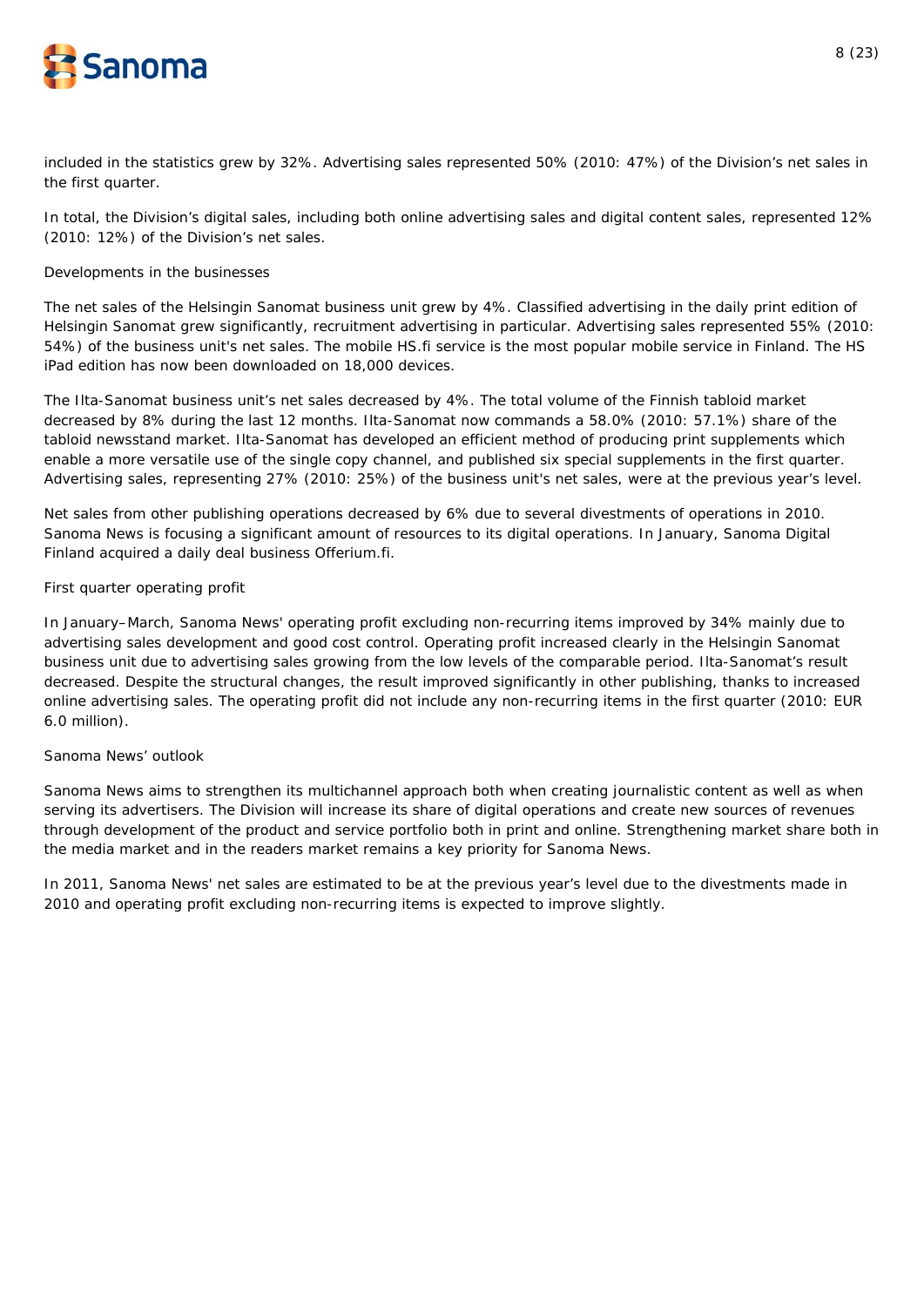included in the statistics grew by 32%. Advertising sales represented 50% (2010: 47%) of the Division's net sales in the first quarter.

In total, the Division's digital sales, including both online advertising sales and digital content sales, represented 12% (2010: 12%) of the Division's net sales.

### Developments in the businesses

The net sales of the Helsingin Sanomat business unit grew by 4%. Classified advertising in the daily print edition of Helsingin Sanomat grew significantly, recruitment advertising in particular. Advertising sales represented 55% (2010: 54%) of the business unit's net sales. The mobile HS.fi service is the most popular mobile service in Finland. The HS iPad edition has now been downloaded on 18,000 devices.

The Ilta-Sanomat business unit's net sales decreased by 4%. The total volume of the Finnish tabloid market decreased by 8% during the last 12 months. Ilta-Sanomat now commands a 58.0% (2010: 57.1%) share of the tabloid newsstand market. Ilta-Sanomat has developed an efficient method of producing print supplements which enable a more versatile use of the single copy channel, and published six special supplements in the first quarter. Advertising sales, representing 27% (2010: 25%) of the business unit's net sales, were at the previous year's level.

Net sales from other publishing operations decreased by 6% due to several divestments of operations in 2010. Sanoma News is focusing a significant amount of resources to its digital operations. In January, Sanoma Digital Finland acquired a daily deal business Offerium.fi.

### First quarter operating profit

In January–March, Sanoma News' operating profit excluding non-recurring items improved by 34% mainly due to advertising sales development and good cost control. Operating profit increased clearly in the Helsingin Sanomat business unit due to advertising sales growing from the low levels of the comparable period. Ilta-Sanomat's result decreased. Despite the structural changes, the result improved significantly in other publishing, thanks to increased online advertising sales. The operating profit did not include any non-recurring items in the first quarter (2010: EUR 6.0 million).

### Sanoma News' outlook

Sanoma News aims to strengthen its multichannel approach both when creating journalistic content as well as when serving its advertisers. The Division will increase its share of digital operations and create new sources of revenues through development of the product and service portfolio both in print and online. Strengthening market share both in the media market and in the readers market remains a key priority for Sanoma News.

In 2011, Sanoma News' net sales are estimated to be at the previous year's level due to the divestments made in 2010 and operating profit excluding non-recurring items is expected to improve slightly.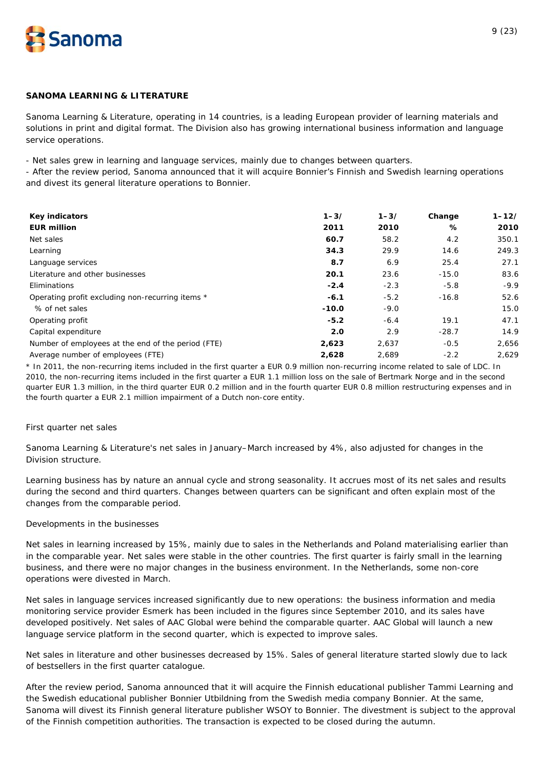## SANOMA LEARNING & LITERATURE

Sanoma Learning & Literature, operating in 14 countries, is a leading European provider of learning materials and solutions in print and digital format. The Division also has growing international business information and language service operations.

- Net sales grew in learning and language services, mainly due to changes between quarters.
- After the review period, Sanoma announced that it will acquire Bonnier's Finnish and Swedish learning operations and divest its general literature operations to Bonnier.

| Key indicators<br>EUR million | 1–3/<br>2011 | 1–3/<br>2010 | Change<br>% | 1–12/<br>2010 |
|---|---|---|---|---|
| Net sales | **60.7** | 58.2 | 4.2 | 350.1 |
| Learning | **34.3** | 29.9 | 14.6 | 249.3 |
| Language services | **8.7** | 6.9 | 25.4 | 27.1 |
| Literature and other businesses | **20.1** | 23.6 | -15.0 | 83.6 |
| Eliminations | **-2.4** | -2.3 | -5.8 | -9.9 |
| Operating profit excluding non-recurring items * | **-6.1** | -5.2 | -16.8 | 52.6 |
| % of net sales | **-10.0** | -9.0 | | 15.0 |
| Operating profit | **-5.2** | -6.4 | 19.1 | 47.1 |
| Capital expenditure | **2.0** | 2.9 | -28.7 | 14.9 |
| Number of employees at the end of the period (FTE) | **2,623** | 2,637 | -0.5 | 2,656 |
| Average number of employees (FTE) | **2,628** | 2,689 | -2.2 | 2,629 |

\* In 2011, the non-recurring items included in the first quarter a EUR 0.9 million non-recurring income related to sale of LDC. In 2010, the non-recurring items included in the first quarter a EUR 1.1 million loss on the sale of Bertmark Norge and in the second quarter EUR 1.3 million, in the third quarter EUR 0.2 million and in the fourth quarter EUR 0.8 million restructuring expenses and in the fourth quarter a EUR 2.1 million impairment of a Dutch non-core entity.

First quarter net sales

Sanoma Learning & Literature's net sales in January–March increased by 4%, also adjusted for changes in the Division structure.

Learning business has by nature an annual cycle and strong seasonality. It accrues most of its net sales and results during the second and third quarters. Changes between quarters can be significant and often explain most of the changes from the comparable period.

Developments in the businesses

Net sales in learning increased by 15%, mainly due to sales in the Netherlands and Poland materialising earlier than in the comparable year. Net sales were stable in the other countries. The first quarter is fairly small in the learning business, and there were no major changes in the business environment. In the Netherlands, some non-core operations were divested in March.

Net sales in language services increased significantly due to new operations: the business information and media monitoring service provider Esmerk has been included in the figures since September 2010, and its sales have developed positively. Net sales of AAC Global were behind the comparable quarter. AAC Global will launch a new language service platform in the second quarter, which is expected to improve sales.

Net sales in literature and other businesses decreased by 15%. Sales of general literature started slowly due to lack of bestsellers in the first quarter catalogue.

After the review period, Sanoma announced that it will acquire the Finnish educational publisher Tammi Learning and the Swedish educational publisher Bonnier Utbildning from the Swedish media company Bonnier. At the same, Sanoma will divest its Finnish general literature publisher WSOY to Bonnier. The divestment is subject to the approval of the Finnish competition authorities. The transaction is expected to be closed during the autumn.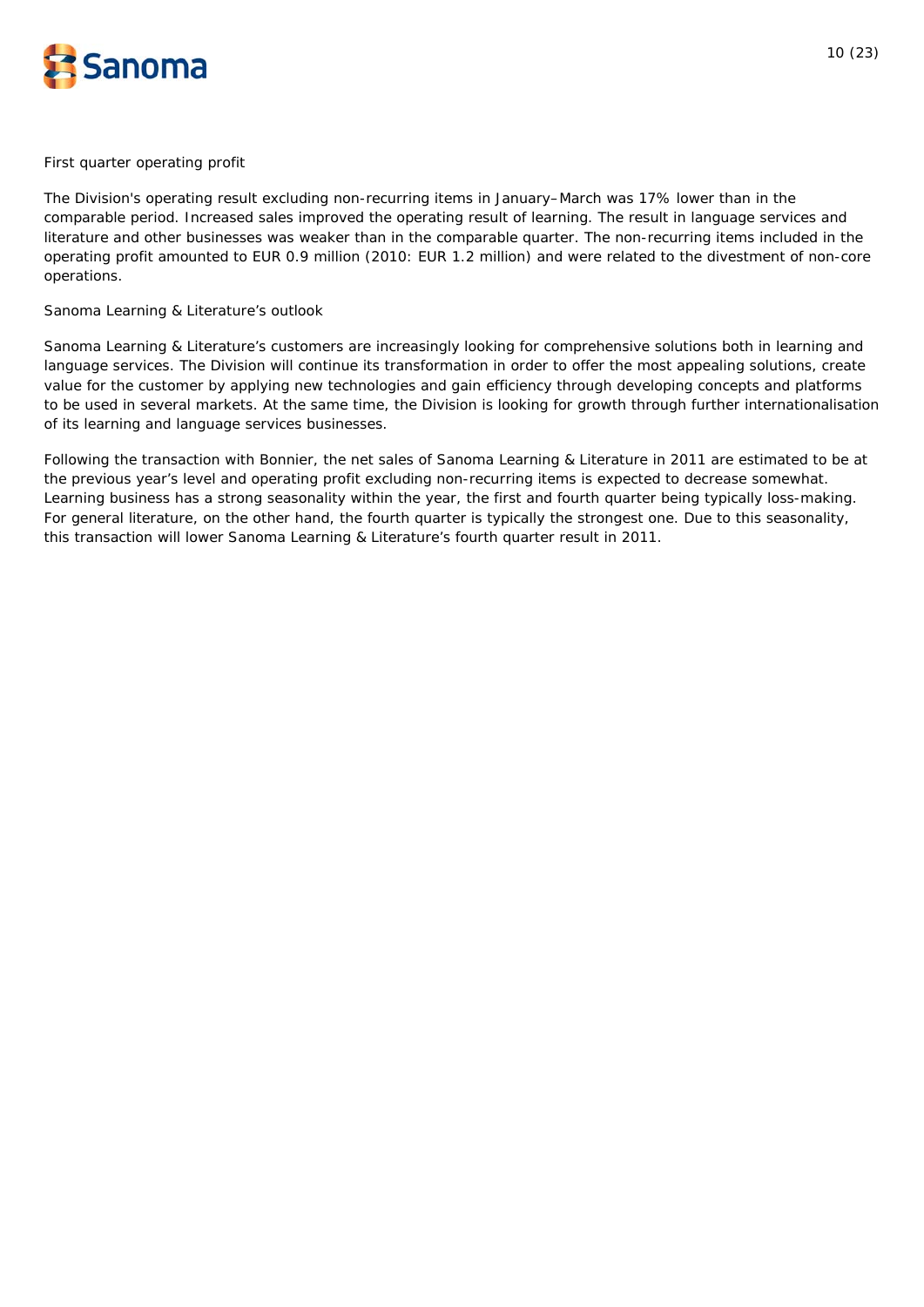First quarter operating profit

The Division's operating result excluding non-recurring items in January–March was 17% lower than in the comparable period. Increased sales improved the operating result of learning. The result in language services and literature and other businesses was weaker than in the comparable quarter. The non-recurring items included in the operating profit amounted to EUR 0.9 million (2010: EUR 1.2 million) and were related to the divestment of non-core operations.

Sanoma Learning & Literature's outlook

Sanoma Learning & Literature's customers are increasingly looking for comprehensive solutions both in learning and language services. The Division will continue its transformation in order to offer the most appealing solutions, create value for the customer by applying new technologies and gain efficiency through developing concepts and platforms to be used in several markets. At the same time, the Division is looking for growth through further internationalisation of its learning and language services businesses.

Following the transaction with Bonnier, the net sales of Sanoma Learning & Literature in 2011 are estimated to be at the previous year's level and operating profit excluding non-recurring items is expected to decrease somewhat. Learning business has a strong seasonality within the year, the first and fourth quarter being typically loss-making. For general literature, on the other hand, the fourth quarter is typically the strongest one. Due to this seasonality, this transaction will lower Sanoma Learning & Literature's fourth quarter result in 2011.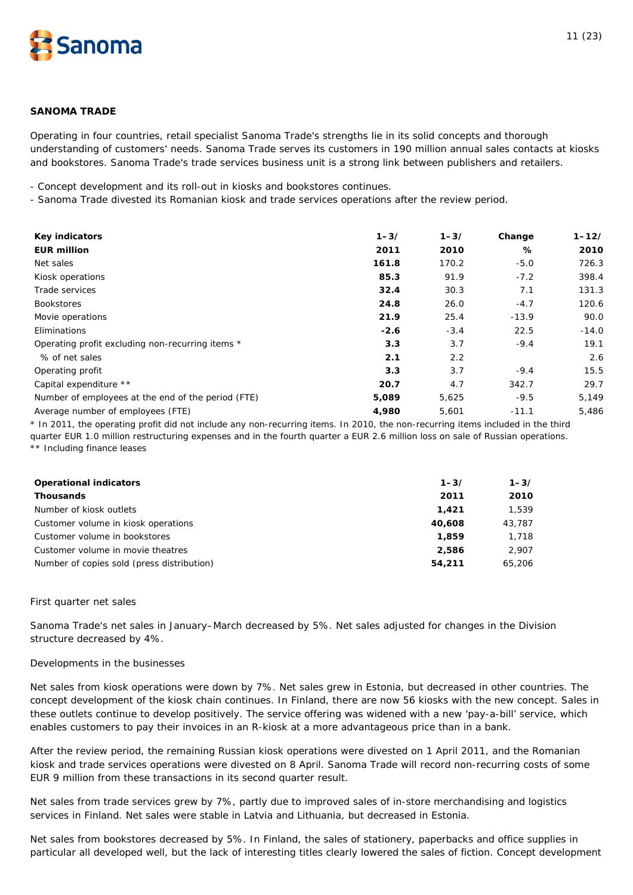## SANOMA TRADE

Operating in four countries, retail specialist Sanoma Trade's strengths lie in its solid concepts and thorough understanding of customers' needs. Sanoma Trade serves its customers in 190 million annual sales contacts at kiosks and bookstores. Sanoma Trade's trade services business unit is a strong link between publishers and retailers.

- Concept development and its roll-out in kiosks and bookstores continues.
- Sanoma Trade divested its Romanian kiosk and trade services operations after the review period.

| Key indicators EUR million | 1–3/ 2011 | 1–3/ 2010 | Change % | 1–12/ 2010 |
|---|---|---|---|---|
| Net sales | **161.8** | 170.2 | -5.0 | 726.3 |
| Kiosk operations | **85.3** | 91.9 | -7.2 | 398.4 |
| Trade services | **32.4** | 30.3 | 7.1 | 131.3 |
| Bookstores | **24.8** | 26.0 | -4.7 | 120.6 |
| Movie operations | **21.9** | 25.4 | -13.9 | 90.0 |
| Eliminations | **-2.6** | -3.4 | 22.5 | -14.0 |
| Operating profit excluding non-recurring items * | **3.3** | 3.7 | -9.4 | 19.1 |
| % of net sales | **2.1** | 2.2 | | 2.6 |
| Operating profit | **3.3** | 3.7 | -9.4 | 15.5 |
| Capital expenditure ** | **20.7** | 4.7 | 342.7 | 29.7 |
| Number of employees at the end of the period (FTE) | **5,089** | 5,625 | -9.5 | 5,149 |
| Average number of employees (FTE) | **4,980** | 5,601 | -11.1 | 5,486 |

* In 2011, the operating profit did not include any non-recurring items. In 2010, the non-recurring items included in the third quarter EUR 1.0 million restructuring expenses and in the fourth quarter a EUR 2.6 million loss on sale of Russian operations.
** Including finance leases

| Operational indicators Thousands | 1–3/ 2011 | 1–3/ 2010 |
|---|---|---|
| Number of kiosk outlets | **1,421** | 1,539 |
| Customer volume in kiosk operations | **40,608** | 43,787 |
| Customer volume in bookstores | **1,859** | 1,718 |
| Customer volume in movie theatres | **2,586** | 2,907 |
| Number of copies sold (press distribution) | **54,211** | 65,206 |

First quarter net sales

Sanoma Trade's net sales in January–March decreased by 5%. Net sales adjusted for changes in the Division structure decreased by 4%.

Developments in the businesses

Net sales from kiosk operations were down by 7%. Net sales grew in Estonia, but decreased in other countries. The concept development of the kiosk chain continues. In Finland, there are now 56 kiosks with the new concept. Sales in these outlets continue to develop positively. The service offering was widened with a new 'pay-a-bill' service, which enables customers to pay their invoices in an R-kiosk at a more advantageous price than in a bank.

After the review period, the remaining Russian kiosk operations were divested on 1 April 2011, and the Romanian kiosk and trade services operations were divested on 8 April. Sanoma Trade will record non-recurring costs of some EUR 9 million from these transactions in its second quarter result.

Net sales from trade services grew by 7%, partly due to improved sales of in-store merchandising and logistics services in Finland. Net sales were stable in Latvia and Lithuania, but decreased in Estonia.

Net sales from bookstores decreased by 5%. In Finland, the sales of stationery, paperbacks and office supplies in particular all developed well, but the lack of interesting titles clearly lowered the sales of fiction. Concept development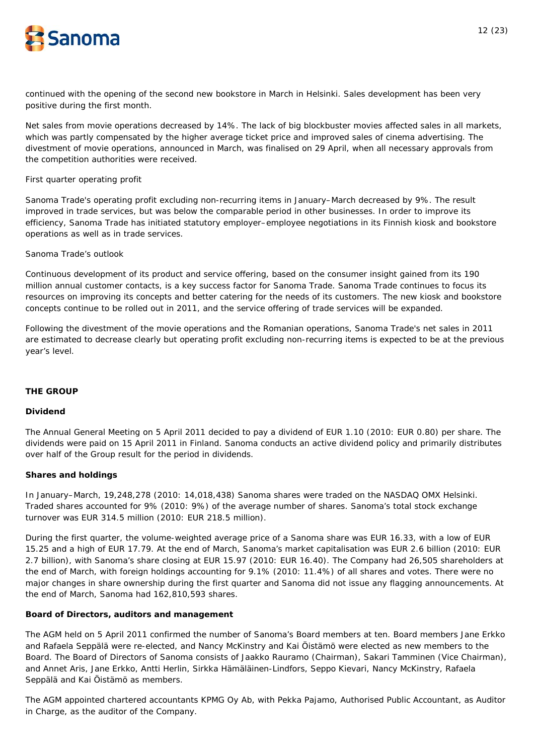continued with the opening of the second new bookstore in March in Helsinki. Sales development has been very positive during the first month.

Net sales from movie operations decreased by 14%. The lack of big blockbuster movies affected sales in all markets, which was partly compensated by the higher average ticket price and improved sales of cinema advertising. The divestment of movie operations, announced in March, was finalised on 29 April, when all necessary approvals from the competition authorities were received.

First quarter operating profit

Sanoma Trade's operating profit excluding non-recurring items in January–March decreased by 9%. The result improved in trade services, but was below the comparable period in other businesses. In order to improve its efficiency, Sanoma Trade has initiated statutory employer–employee negotiations in its Finnish kiosk and bookstore operations as well as in trade services.

Sanoma Trade's outlook

Continuous development of its product and service offering, based on the consumer insight gained from its 190 million annual customer contacts, is a key success factor for Sanoma Trade. Sanoma Trade continues to focus its resources on improving its concepts and better catering for the needs of its customers. The new kiosk and bookstore concepts continue to be rolled out in 2011, and the service offering of trade services will be expanded.

Following the divestment of the movie operations and the Romanian operations, Sanoma Trade's net sales in 2011 are estimated to decrease clearly but operating profit excluding non-recurring items is expected to be at the previous year's level.

## THE GROUP

### Dividend

The Annual General Meeting on 5 April 2011 decided to pay a dividend of EUR 1.10 (2010: EUR 0.80) per share. The dividends were paid on 15 April 2011 in Finland. Sanoma conducts an active dividend policy and primarily distributes over half of the Group result for the period in dividends.

### Shares and holdings

In January–March, 19,248,278 (2010: 14,018,438) Sanoma shares were traded on the NASDAQ OMX Helsinki. Traded shares accounted for 9% (2010: 9%) of the average number of shares. Sanoma's total stock exchange turnover was EUR 314.5 million (2010: EUR 218.5 million).

During the first quarter, the volume-weighted average price of a Sanoma share was EUR 16.33, with a low of EUR 15.25 and a high of EUR 17.79. At the end of March, Sanoma's market capitalisation was EUR 2.6 billion (2010: EUR 2.7 billion), with Sanoma's share closing at EUR 15.97 (2010: EUR 16.40). The Company had 26,505 shareholders at the end of March, with foreign holdings accounting for 9.1% (2010: 11.4%) of all shares and votes. There were no major changes in share ownership during the first quarter and Sanoma did not issue any flagging announcements. At the end of March, Sanoma had 162,810,593 shares.

### Board of Directors, auditors and management

The AGM held on 5 April 2011 confirmed the number of Sanoma's Board members at ten. Board members Jane Erkko and Rafaela Seppälä were re-elected, and Nancy McKinstry and Kai Öistämö were elected as new members to the Board. The Board of Directors of Sanoma consists of Jaakko Rauramo (Chairman), Sakari Tamminen (Vice Chairman), and Annet Aris, Jane Erkko, Antti Herlin, Sirkka Hämäläinen-Lindfors, Seppo Kievari, Nancy McKinstry, Rafaela Seppälä and Kai Öistämö as members.

The AGM appointed chartered accountants KPMG Oy Ab, with Pekka Pajamo, Authorised Public Accountant, as Auditor in Charge, as the auditor of the Company.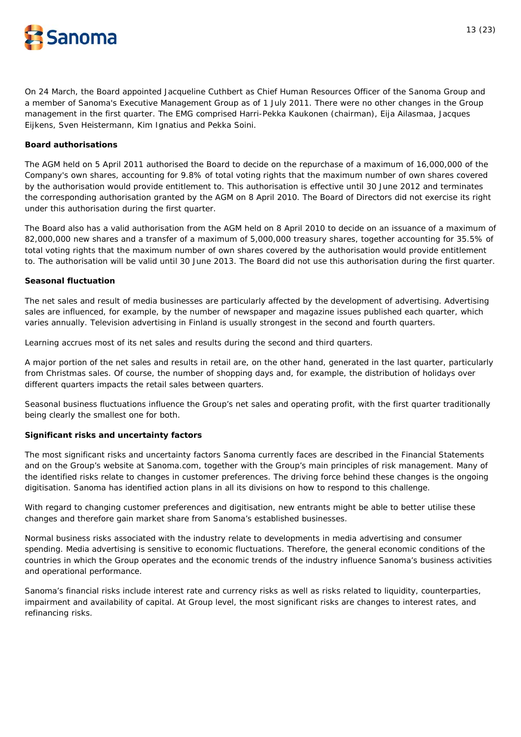On 24 March, the Board appointed Jacqueline Cuthbert as Chief Human Resources Officer of the Sanoma Group and a member of Sanoma's Executive Management Group as of 1 July 2011. There were no other changes in the Group management in the first quarter. The EMG comprised Harri-Pekka Kaukonen (chairman), Eija Ailasmaa, Jacques Eijkens, Sven Heistermann, Kim Ignatius and Pekka Soini.

**Board authorisations**

The AGM held on 5 April 2011 authorised the Board to decide on the repurchase of a maximum of 16,000,000 of the Company's own shares, accounting for 9.8% of total voting rights that the maximum number of own shares covered by the authorisation would provide entitlement to. This authorisation is effective until 30 June 2012 and terminates the corresponding authorisation granted by the AGM on 8 April 2010. The Board of Directors did not exercise its right under this authorisation during the first quarter.

The Board also has a valid authorisation from the AGM held on 8 April 2010 to decide on an issuance of a maximum of 82,000,000 new shares and a transfer of a maximum of 5,000,000 treasury shares, together accounting for 35.5% of total voting rights that the maximum number of own shares covered by the authorisation would provide entitlement to. The authorisation will be valid until 30 June 2013. The Board did not use this authorisation during the first quarter.

**Seasonal fluctuation**

The net sales and result of media businesses are particularly affected by the development of advertising. Advertising sales are influenced, for example, by the number of newspaper and magazine issues published each quarter, which varies annually. Television advertising in Finland is usually strongest in the second and fourth quarters.

Learning accrues most of its net sales and results during the second and third quarters.

A major portion of the net sales and results in retail are, on the other hand, generated in the last quarter, particularly from Christmas sales. Of course, the number of shopping days and, for example, the distribution of holidays over different quarters impacts the retail sales between quarters.

Seasonal business fluctuations influence the Group's net sales and operating profit, with the first quarter traditionally being clearly the smallest one for both.

**Significant risks and uncertainty factors**

The most significant risks and uncertainty factors Sanoma currently faces are described in the Financial Statements and on the Group's website at Sanoma.com, together with the Group's main principles of risk management. Many of the identified risks relate to changes in customer preferences. The driving force behind these changes is the ongoing digitisation. Sanoma has identified action plans in all its divisions on how to respond to this challenge.

With regard to changing customer preferences and digitisation, new entrants might be able to better utilise these changes and therefore gain market share from Sanoma's established businesses.

Normal business risks associated with the industry relate to developments in media advertising and consumer spending. Media advertising is sensitive to economic fluctuations. Therefore, the general economic conditions of the countries in which the Group operates and the economic trends of the industry influence Sanoma's business activities and operational performance.

Sanoma's financial risks include interest rate and currency risks as well as risks related to liquidity, counterparties, impairment and availability of capital. At Group level, the most significant risks are changes to interest rates, and refinancing risks.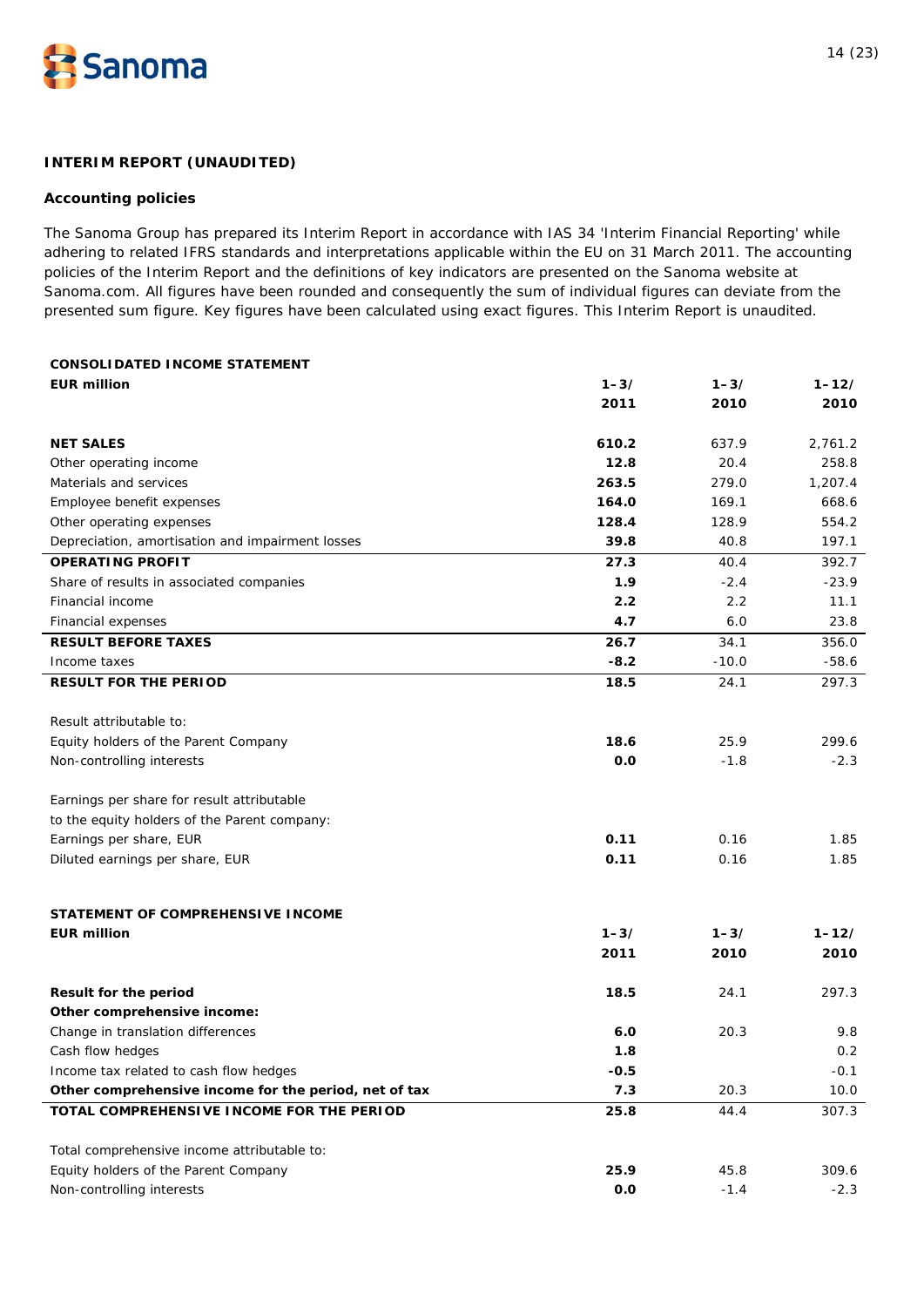**INTERIM REPORT (UNAUDITED)**

**Accounting policies**

The Sanoma Group has prepared its Interim Report in accordance with IAS 34 'Interim Financial Reporting' while adhering to related IFRS standards and interpretations applicable within the EU on 31 March 2011. The accounting policies of the Interim Report and the definitions of key indicators are presented on the Sanoma website at Sanoma.com. All figures have been rounded and consequently the sum of individual figures can deviate from the presented sum figure. Key figures have been calculated using exact figures. This Interim Report is unaudited.

**CONSOLIDATED INCOME STATEMENT**

| **EUR million** | **1–3/ 2011** | **1–3/ 2010** | **1–12/ 2010** |
|---|---|---|---|
| **NET SALES** | **610.2** | 637.9 | 2,761.2 |
| Other operating income | **12.8** | 20.4 | 258.8 |
| Materials and services | **263.5** | 279.0 | 1,207.4 |
| Employee benefit expenses | **164.0** | 169.1 | 668.6 |
| Other operating expenses | **128.4** | 128.9 | 554.2 |
| Depreciation, amortisation and impairment losses | **39.8** | 40.8 | 197.1 |
| **OPERATING PROFIT** | **27.3** | 40.4 | 392.7 |
| Share of results in associated companies | **1.9** | -2.4 | -23.9 |
| Financial income | **2.2** | 2.2 | 11.1 |
| Financial expenses | **4.7** | 6.0 | 23.8 |
| **RESULT BEFORE TAXES** | **26.7** | 34.1 | 356.0 |
| Income taxes | **-8.2** | -10.0 | -58.6 |
| **RESULT FOR THE PERIOD** | **18.5** | 24.1 | 297.3 |
| | | | |
| Result attributable to: | | | |
| Equity holders of the Parent Company | **18.6** | 25.9 | 299.6 |
| Non-controlling interests | **0.0** | -1.8 | -2.3 |
| | | | |
| Earnings per share for result attributable to the equity holders of the Parent company: | | | |
| Earnings per share, EUR | **0.11** | 0.16 | 1.85 |
| Diluted earnings per share, EUR | **0.11** | 0.16 | 1.85 |

**STATEMENT OF COMPREHENSIVE INCOME**

| **EUR million** | **1–3/ 2011** | **1–3/ 2010** | **1–12/ 2010** |
|---|---|---|---|
| **Result for the period** | **18.5** | 24.1 | 297.3 |
| **Other comprehensive income:** | | | |
| Change in translation differences | **6.0** | 20.3 | 9.8 |
| Cash flow hedges | **1.8** | | 0.2 |
| Income tax related to cash flow hedges | **-0.5** | | -0.1 |
| **Other comprehensive income for the period, net of tax** | **7.3** | 20.3 | 10.0 |
| **TOTAL COMPREHENSIVE INCOME FOR THE PERIOD** | **25.8** | 44.4 | 307.3 |
| | | | |
| Total comprehensive income attributable to: | | | |
| Equity holders of the Parent Company | **25.9** | 45.8 | 309.6 |
| Non-controlling interests | **0.0** | -1.4 | -2.3 |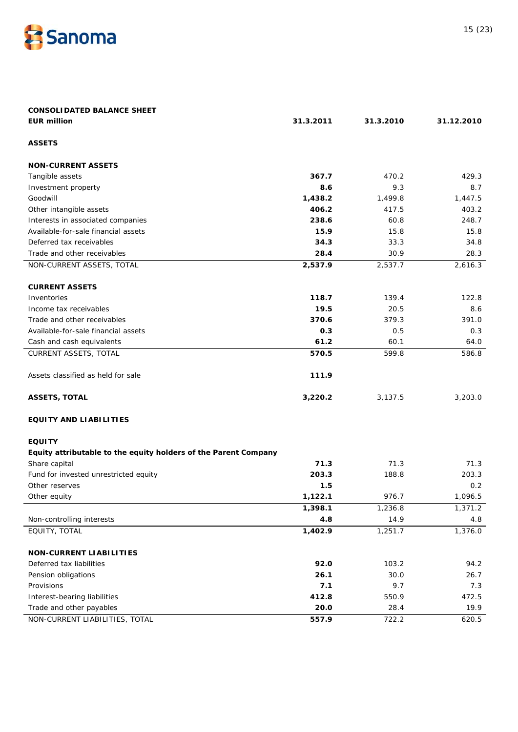**CONSOLIDATED BALANCE SHEET**

| EUR million | 31.3.2011 | 31.3.2010 | 31.12.2010 |
|---|---|---|---|
| **ASSETS** | | | |
| **NON-CURRENT ASSETS** | | | |
| Tangible assets | **367.7** | 470.2 | 429.3 |
| Investment property | **8.6** | 9.3 | 8.7 |
| Goodwill | **1,438.2** | 1,499.8 | 1,447.5 |
| Other intangible assets | **406.2** | 417.5 | 403.2 |
| Interests in associated companies | **238.6** | 60.8 | 248.7 |
| Available-for-sale financial assets | **15.9** | 15.8 | 15.8 |
| Deferred tax receivables | **34.3** | 33.3 | 34.8 |
| Trade and other receivables | **28.4** | 30.9 | 28.3 |
| NON-CURRENT ASSETS, TOTAL | **2,537.9** | 2,537.7 | 2,616.3 |
| **CURRENT ASSETS** | | | |
| Inventories | **118.7** | 139.4 | 122.8 |
| Income tax receivables | **19.5** | 20.5 | 8.6 |
| Trade and other receivables | **370.6** | 379.3 | 391.0 |
| Available-for-sale financial assets | **0.3** | 0.5 | 0.3 |
| Cash and cash equivalents | **61.2** | 60.1 | 64.0 |
| CURRENT ASSETS, TOTAL | **570.5** | 599.8 | 586.8 |
| Assets classified as held for sale | **111.9** | | |
| **ASSETS, TOTAL** | **3,220.2** | 3,137.5 | 3,203.0 |
| **EQUITY AND LIABILITIES** | | | |
| **EQUITY** | | | |
| **Equity attributable to the equity holders of the Parent Company** | | | |
| Share capital | **71.3** | 71.3 | 71.3 |
| Fund for invested unrestricted equity | **203.3** | 188.8 | 203.3 |
| Other reserves | **1.5** | | 0.2 |
| Other equity | **1,122.1** | 976.7 | 1,096.5 |
| | **1,398.1** | 1,236.8 | 1,371.2 |
| Non-controlling interests | **4.8** | 14.9 | 4.8 |
| EQUITY, TOTAL | **1,402.9** | 1,251.7 | 1,376.0 |
| **NON-CURRENT LIABILITIES** | | | |
| Deferred tax liabilities | **92.0** | 103.2 | 94.2 |
| Pension obligations | **26.1** | 30.0 | 26.7 |
| Provisions | **7.1** | 9.7 | 7.3 |
| Interest-bearing liabilities | **412.8** | 550.9 | 472.5 |
| Trade and other payables | **20.0** | 28.4 | 19.9 |
| NON-CURRENT LIABILITIES, TOTAL | **557.9** | 722.2 | 620.5 |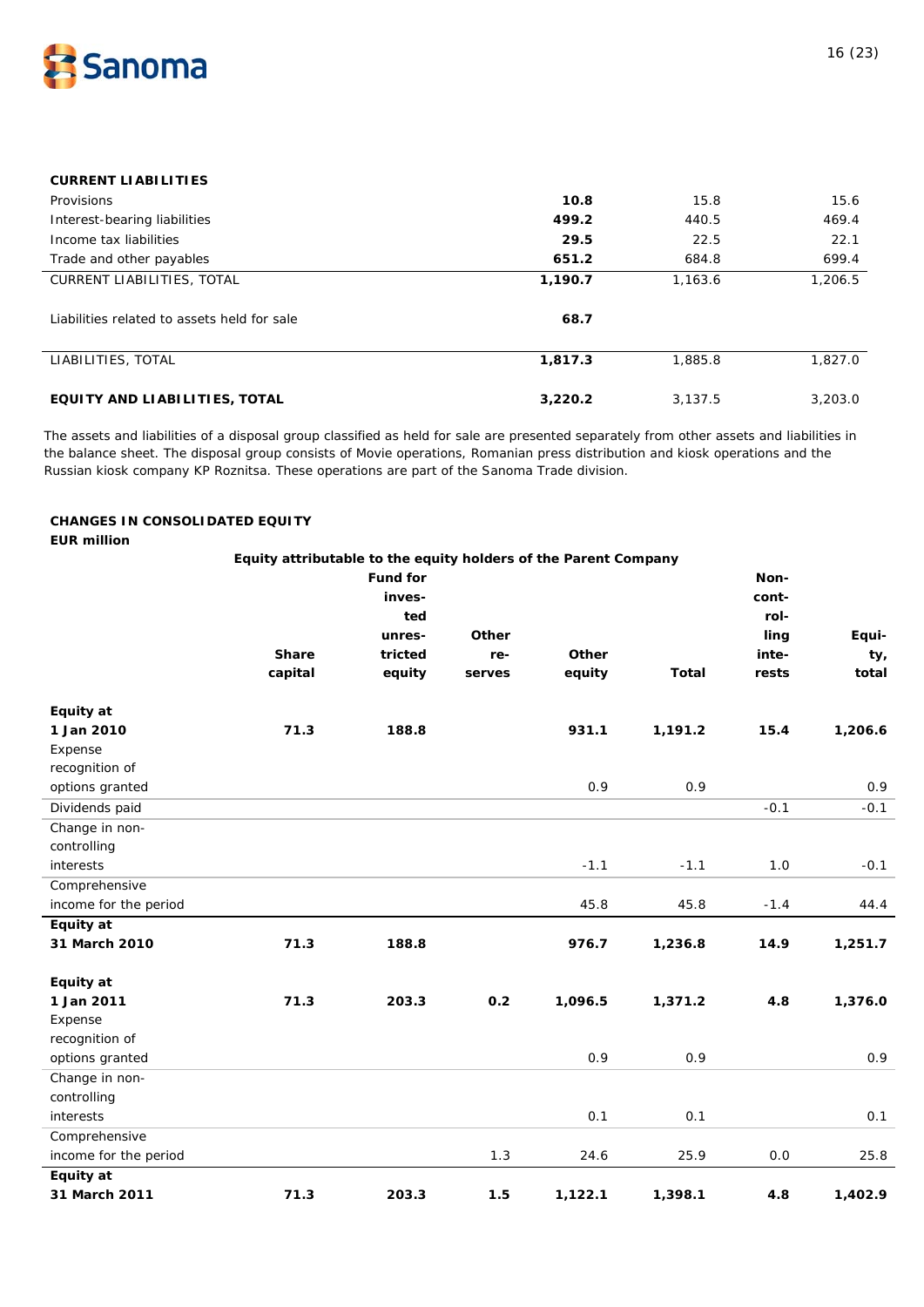| CURRENT LIABILITIES | | | |
|---|---|---|---|
| Provisions | **10.8** | 15.8 | 15.6 |
| Interest-bearing liabilities | **499.2** | 440.5 | 469.4 |
| Income tax liabilities | **29.5** | 22.5 | 22.1 |
| Trade and other payables | **651.2** | 684.8 | 699.4 |
| CURRENT LIABILITIES, TOTAL | **1,190.7** | 1,163.6 | 1,206.5 |
| | | | |
| Liabilities related to assets held for sale | **68.7** | | |
| | | | |
| LIABILITIES, TOTAL | **1,817.3** | 1,885.8 | 1,827.0 |
| | | | |
| **EQUITY AND LIABILITIES, TOTAL** | **3,220.2** | 3,137.5 | 3,203.0 |

The assets and liabilities of a disposal group classified as held for sale are presented separately from other assets and liabilities in the balance sheet. The disposal group consists of Movie operations, Romanian press distribution and kiosk operations and the Russian kiosk company KP Roznitsa. These operations are part of the Sanoma Trade division.

**CHANGES IN CONSOLIDATED EQUITY**
**EUR million**

| | Equity attributable to the equity holders of the Parent Company | | | | | | |
|---|---|---|---|---|---|---|---|
| | **Share capital** | **Fund for invested unrestricted equity** | **Other reserves** | **Other equity** | **Total** | **Non-controlling interests** | **Equity, total** |
| **Equity at 1 Jan 2010** | **71.3** | **188.8** | | **931.1** | **1,191.2** | **15.4** | **1,206.6** |
| Expense recognition of options granted | | | | 0.9 | 0.9 | | 0.9 |
| Dividends paid | | | | | | -0.1 | -0.1 |
| Change in non-controlling interests | | | | -1.1 | -1.1 | 1.0 | -0.1 |
| Comprehensive income for the period | | | | 45.8 | 45.8 | -1.4 | 44.4 |
| **Equity at 31 March 2010** | **71.3** | **188.8** | | **976.7** | **1,236.8** | **14.9** | **1,251.7** |
| | | | | | | | |
| **Equity at 1 Jan 2011** | **71.3** | **203.3** | **0.2** | **1,096.5** | **1,371.2** | **4.8** | **1,376.0** |
| Expense recognition of options granted | | | | 0.9 | 0.9 | | 0.9 |
| Change in non-controlling interests | | | | 0.1 | 0.1 | | 0.1 |
| Comprehensive income for the period | | | 1.3 | 24.6 | 25.9 | 0.0 | 25.8 |
| **Equity at 31 March 2011** | **71.3** | **203.3** | **1.5** | **1,122.1** | **1,398.1** | **4.8** | **1,402.9** |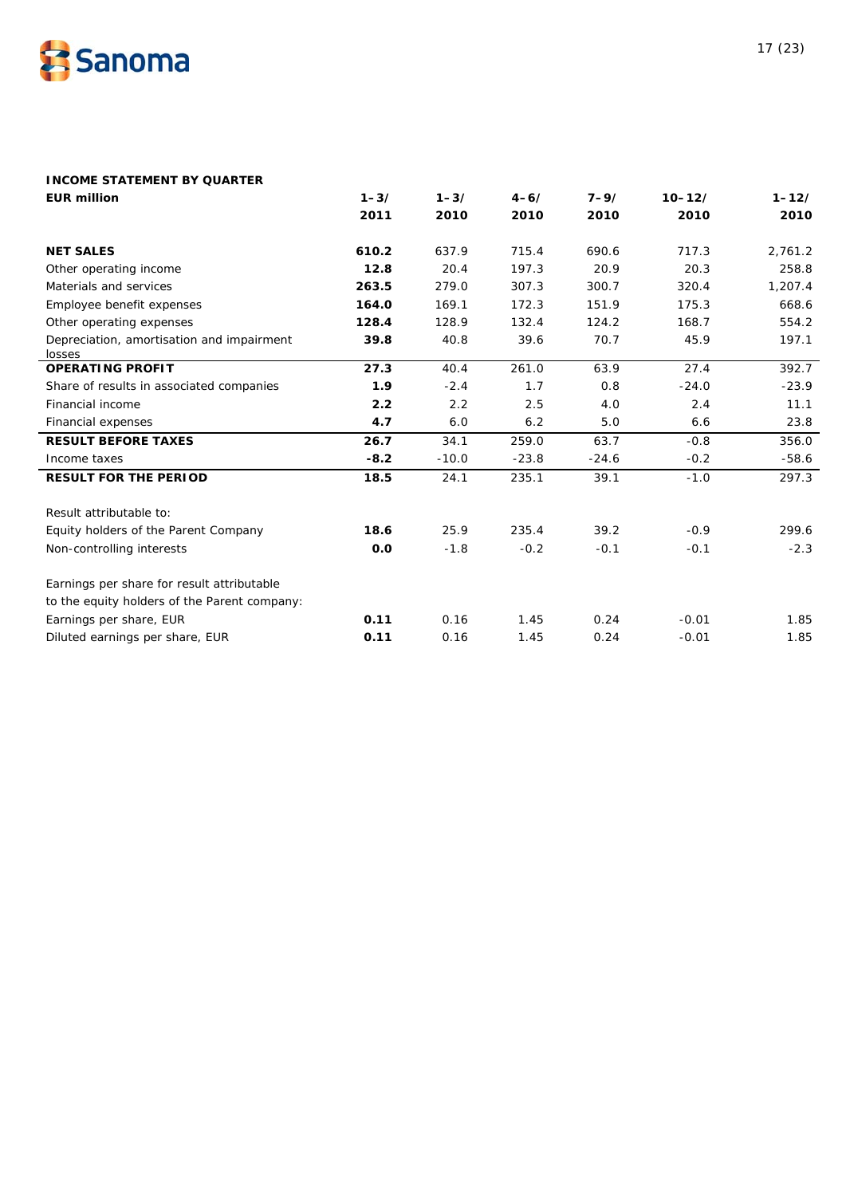**INCOME STATEMENT BY QUARTER**

| EUR million | 1–3/ 2011 | 1–3/ 2010 | 4–6/ 2010 | 7–9/ 2010 | 10–12/ 2010 | 1–12/ 2010 |
|---|---|---|---|---|---|---|
| **NET SALES** | **610.2** | 637.9 | 715.4 | 690.6 | 717.3 | 2,761.2 |
| Other operating income | **12.8** | 20.4 | 197.3 | 20.9 | 20.3 | 258.8 |
| Materials and services | **263.5** | 279.0 | 307.3 | 300.7 | 320.4 | 1,207.4 |
| Employee benefit expenses | **164.0** | 169.1 | 172.3 | 151.9 | 175.3 | 668.6 |
| Other operating expenses | **128.4** | 128.9 | 132.4 | 124.2 | 168.7 | 554.2 |
| Depreciation, amortisation and impairment losses | **39.8** | 40.8 | 39.6 | 70.7 | 45.9 | 197.1 |
| **OPERATING PROFIT** | **27.3** | 40.4 | 261.0 | 63.9 | 27.4 | 392.7 |
| Share of results in associated companies | **1.9** | -2.4 | 1.7 | 0.8 | -24.0 | -23.9 |
| Financial income | **2.2** | 2.2 | 2.5 | 4.0 | 2.4 | 11.1 |
| Financial expenses | **4.7** | 6.0 | 6.2 | 5.0 | 6.6 | 23.8 |
| **RESULT BEFORE TAXES** | **26.7** | 34.1 | 259.0 | 63.7 | -0.8 | 356.0 |
| Income taxes | **-8.2** | -10.0 | -23.8 | -24.6 | -0.2 | -58.6 |
| **RESULT FOR THE PERIOD** | **18.5** | 24.1 | 235.1 | 39.1 | -1.0 | 297.3 |
| | | | | | | |
| Result attributable to: | | | | | | |
| Equity holders of the Parent Company | **18.6** | 25.9 | 235.4 | 39.2 | -0.9 | 299.6 |
| Non-controlling interests | **0.0** | -1.8 | -0.2 | -0.1 | -0.1 | -2.3 |
| | | | | | | |
| Earnings per share for result attributable to the equity holders of the Parent company: | | | | | | |
| Earnings per share, EUR | **0.11** | 0.16 | 1.45 | 0.24 | -0.01 | 1.85 |
| Diluted earnings per share, EUR | **0.11** | 0.16 | 1.45 | 0.24 | -0.01 | 1.85 |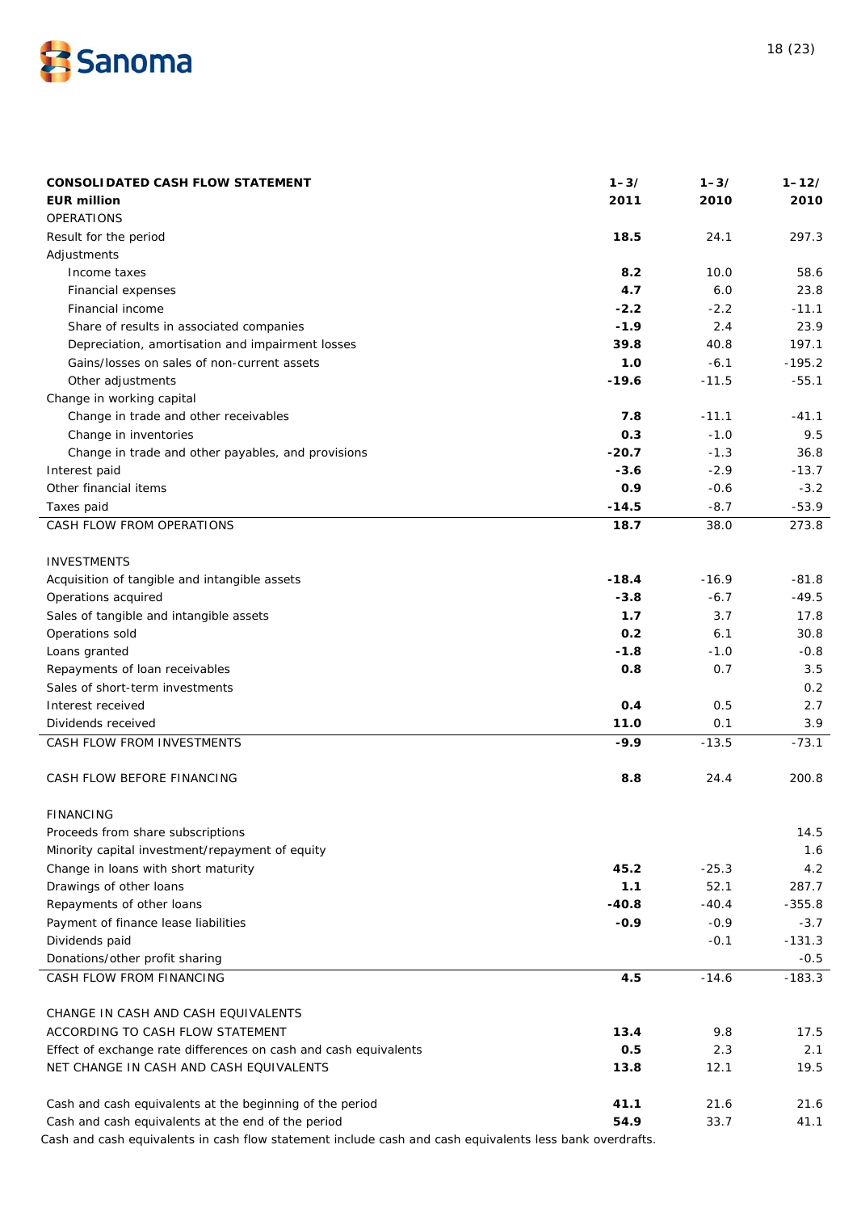| **CONSOLIDATED CASH FLOW STATEMENT** | **1–3/** | **1–3/** | **1–12/** |
|---|---|---|---|
| **EUR million** | **2011** | **2010** | **2010** |
| OPERATIONS | | | |
| Result for the period | **18.5** | 24.1 | 297.3 |
| Adjustments | | | |
| Income taxes | **8.2** | 10.0 | 58.6 |
| Financial expenses | **4.7** | 6.0 | 23.8 |
| Financial income | **-2.2** | -2.2 | -11.1 |
| Share of results in associated companies | **-1.9** | 2.4 | 23.9 |
| Depreciation, amortisation and impairment losses | **39.8** | 40.8 | 197.1 |
| Gains/losses on sales of non-current assets | **1.0** | -6.1 | -195.2 |
| Other adjustments | **-19.6** | -11.5 | -55.1 |
| Change in working capital | | | |
| Change in trade and other receivables | **7.8** | -11.1 | -41.1 |
| Change in inventories | **0.3** | -1.0 | 9.5 |
| Change in trade and other payables, and provisions | **-20.7** | -1.3 | 36.8 |
| Interest paid | **-3.6** | -2.9 | -13.7 |
| Other financial items | **0.9** | -0.6 | -3.2 |
| Taxes paid | **-14.5** | -8.7 | -53.9 |
| CASH FLOW FROM OPERATIONS | **18.7** | 38.0 | 273.8 |
| | | | |
| INVESTMENTS | | | |
| Acquisition of tangible and intangible assets | **-18.4** | -16.9 | -81.8 |
| Operations acquired | **-3.8** | -6.7 | -49.5 |
| Sales of tangible and intangible assets | **1.7** | 3.7 | 17.8 |
| Operations sold | **0.2** | 6.1 | 30.8 |
| Loans granted | **-1.8** | -1.0 | -0.8 |
| Repayments of loan receivables | **0.8** | 0.7 | 3.5 |
| Sales of short-term investments | | | 0.2 |
| Interest received | **0.4** | 0.5 | 2.7 |
| Dividends received | **11.0** | 0.1 | 3.9 |
| CASH FLOW FROM INVESTMENTS | **-9.9** | -13.5 | -73.1 |
| | | | |
| CASH FLOW BEFORE FINANCING | **8.8** | 24.4 | 200.8 |
| | | | |
| FINANCING | | | |
| Proceeds from share subscriptions | | | 14.5 |
| Minority capital investment/repayment of equity | | | 1.6 |
| Change in loans with short maturity | **45.2** | -25.3 | 4.2 |
| Drawings of other loans | **1.1** | 52.1 | 287.7 |
| Repayments of other loans | **-40.8** | -40.4 | -355.8 |
| Payment of finance lease liabilities | **-0.9** | -0.9 | -3.7 |
| Dividends paid | | -0.1 | -131.3 |
| Donations/other profit sharing | | | -0.5 |
| CASH FLOW FROM FINANCING | **4.5** | -14.6 | -183.3 |
| | | | |
| CHANGE IN CASH AND CASH EQUIVALENTS | | | |
| ACCORDING TO CASH FLOW STATEMENT | **13.4** | 9.8 | 17.5 |
| Effect of exchange rate differences on cash and cash equivalents | **0.5** | 2.3 | 2.1 |
| NET CHANGE IN CASH AND CASH EQUIVALENTS | **13.8** | 12.1 | 19.5 |
| | | | |
| Cash and cash equivalents at the beginning of the period | **41.1** | 21.6 | 21.6 |
| Cash and cash equivalents at the end of the period | **54.9** | 33.7 | 41.1 |

Cash and cash equivalents in cash flow statement include cash and cash equivalents less bank overdrafts.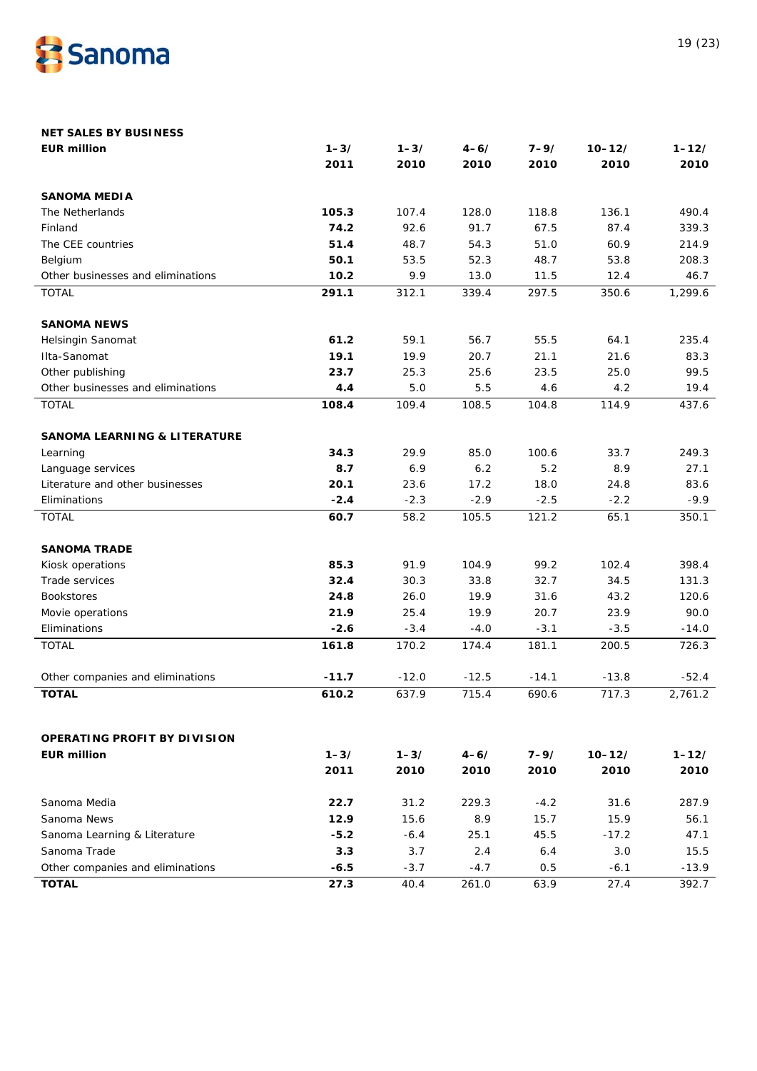**NET SALES BY BUSINESS**

| EUR million | 1–3/ 2011 | 1–3/ 2010 | 4–6/ 2010 | 7–9/ 2010 | 10–12/ 2010 | 1–12/ 2010 |
|---|---|---|---|---|---|---|
| **SANOMA MEDIA** | | | | | | |
| The Netherlands | **105.3** | 107.4 | 128.0 | 118.8 | 136.1 | 490.4 |
| Finland | **74.2** | 92.6 | 91.7 | 67.5 | 87.4 | 339.3 |
| The CEE countries | **51.4** | 48.7 | 54.3 | 51.0 | 60.9 | 214.9 |
| Belgium | **50.1** | 53.5 | 52.3 | 48.7 | 53.8 | 208.3 |
| Other businesses and eliminations | **10.2** | 9.9 | 13.0 | 11.5 | 12.4 | 46.7 |
| TOTAL | **291.1** | 312.1 | 339.4 | 297.5 | 350.6 | 1,299.6 |
| **SANOMA NEWS** | | | | | | |
| Helsingin Sanomat | **61.2** | 59.1 | 56.7 | 55.5 | 64.1 | 235.4 |
| Ilta-Sanomat | **19.1** | 19.9 | 20.7 | 21.1 | 21.6 | 83.3 |
| Other publishing | **23.7** | 25.3 | 25.6 | 23.5 | 25.0 | 99.5 |
| Other businesses and eliminations | **4.4** | 5.0 | 5.5 | 4.6 | 4.2 | 19.4 |
| TOTAL | **108.4** | 109.4 | 108.5 | 104.8 | 114.9 | 437.6 |
| **SANOMA LEARNING & LITERATURE** | | | | | | |
| Learning | **34.3** | 29.9 | 85.0 | 100.6 | 33.7 | 249.3 |
| Language services | **8.7** | 6.9 | 6.2 | 5.2 | 8.9 | 27.1 |
| Literature and other businesses | **20.1** | 23.6 | 17.2 | 18.0 | 24.8 | 83.6 |
| Eliminations | **-2.4** | -2.3 | -2.9 | -2.5 | -2.2 | -9.9 |
| TOTAL | **60.7** | 58.2 | 105.5 | 121.2 | 65.1 | 350.1 |
| **SANOMA TRADE** | | | | | | |
| Kiosk operations | **85.3** | 91.9 | 104.9 | 99.2 | 102.4 | 398.4 |
| Trade services | **32.4** | 30.3 | 33.8 | 32.7 | 34.5 | 131.3 |
| Bookstores | **24.8** | 26.0 | 19.9 | 31.6 | 43.2 | 120.6 |
| Movie operations | **21.9** | 25.4 | 19.9 | 20.7 | 23.9 | 90.0 |
| Eliminations | **-2.6** | -3.4 | -4.0 | -3.1 | -3.5 | -14.0 |
| TOTAL | **161.8** | 170.2 | 174.4 | 181.1 | 200.5 | 726.3 |
| Other companies and eliminations | **-11.7** | -12.0 | -12.5 | -14.1 | -13.8 | -52.4 |
| **TOTAL** | **610.2** | 637.9 | 715.4 | 690.6 | 717.3 | 2,761.2 |

**OPERATING PROFIT BY DIVISION**

| EUR million | 1–3/ 2011 | 1–3/ 2010 | 4–6/ 2010 | 7–9/ 2010 | 10–12/ 2010 | 1–12/ 2010 |
|---|---|---|---|---|---|---|
| Sanoma Media | **22.7** | 31.2 | 229.3 | -4.2 | 31.6 | 287.9 |
| Sanoma News | **12.9** | 15.6 | 8.9 | 15.7 | 15.9 | 56.1 |
| Sanoma Learning & Literature | **-5.2** | -6.4 | 25.1 | 45.5 | -17.2 | 47.1 |
| Sanoma Trade | **3.3** | 3.7 | 2.4 | 6.4 | 3.0 | 15.5 |
| Other companies and eliminations | **-6.5** | -3.7 | -4.7 | 0.5 | -6.1 | -13.9 |
| **TOTAL** | **27.3** | 40.4 | 261.0 | 63.9 | 27.4 | 392.7 |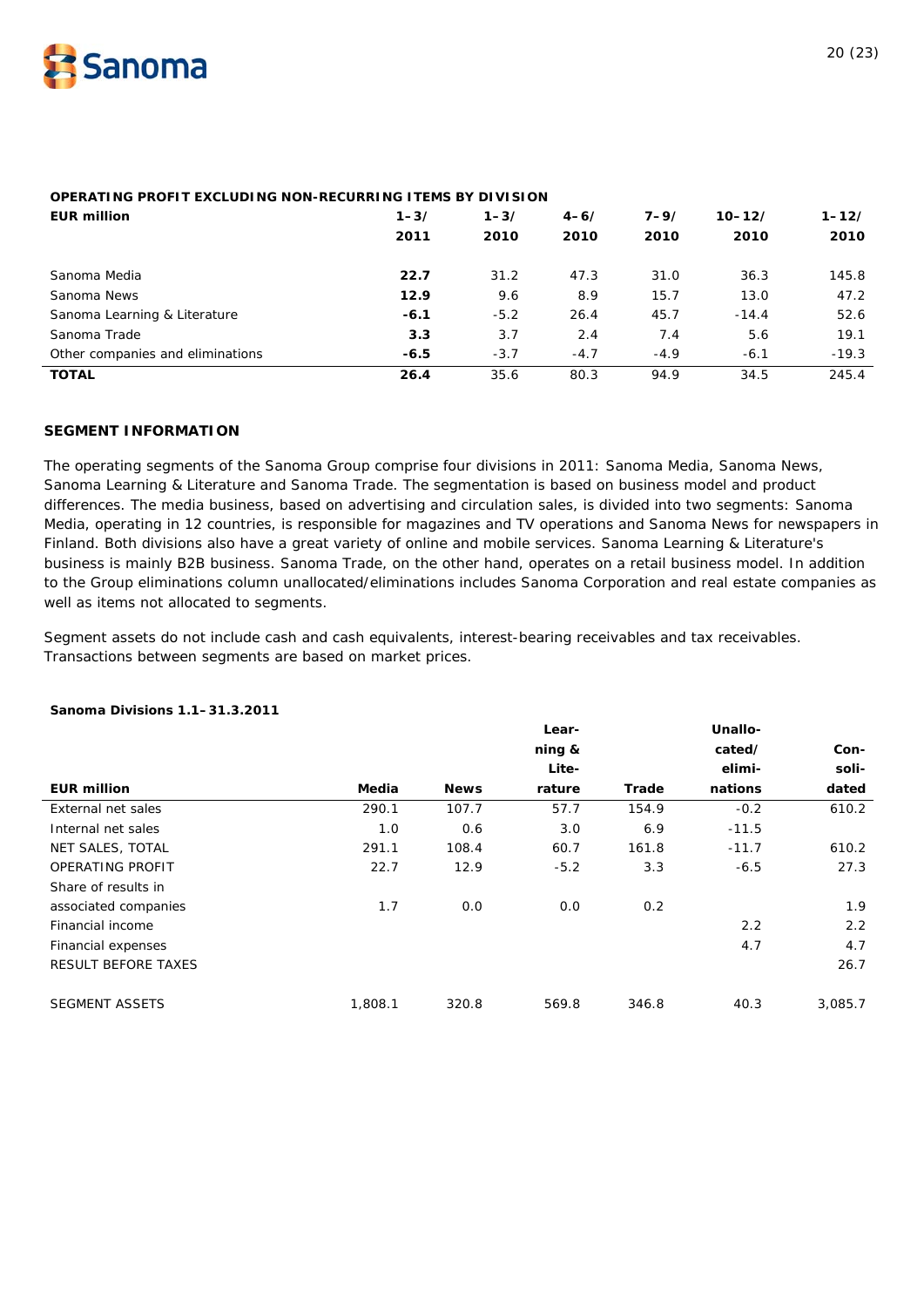**OPERATING PROFIT EXCLUDING NON-RECURRING ITEMS BY DIVISION**

| EUR million | 1–3/ 2011 | 1–3/ 2010 | 4–6/ 2010 | 7–9/ 2010 | 10–12/ 2010 | 1–12/ 2010 |
|---|---|---|---|---|---|---|
| Sanoma Media | **22.7** | 31.2 | 47.3 | 31.0 | 36.3 | 145.8 |
| Sanoma News | **12.9** | 9.6 | 8.9 | 15.7 | 13.0 | 47.2 |
| Sanoma Learning & Literature | **-6.1** | -5.2 | 26.4 | 45.7 | -14.4 | 52.6 |
| Sanoma Trade | **3.3** | 3.7 | 2.4 | 7.4 | 5.6 | 19.1 |
| Other companies and eliminations | **-6.5** | -3.7 | -4.7 | -4.9 | -6.1 | -19.3 |
| **TOTAL** | **26.4** | 35.6 | 80.3 | 94.9 | 34.5 | 245.4 |

## SEGMENT INFORMATION

The operating segments of the Sanoma Group comprise four divisions in 2011: Sanoma Media, Sanoma News, Sanoma Learning & Literature and Sanoma Trade. The segmentation is based on business model and product differences. The media business, based on advertising and circulation sales, is divided into two segments: Sanoma Media, operating in 12 countries, is responsible for magazines and TV operations and Sanoma News for newspapers in Finland. Both divisions also have a great variety of online and mobile services. Sanoma Learning & Literature's business is mainly B2B business. Sanoma Trade, on the other hand, operates on a retail business model. In addition to the Group eliminations column unallocated/eliminations includes Sanoma Corporation and real estate companies as well as items not allocated to segments.

Segment assets do not include cash and cash equivalents, interest-bearing receivables and tax receivables. Transactions between segments are based on market prices.

**Sanoma Divisions 1.1–31.3.2011**

| EUR million | Media | News | Learning & Literature | Trade | Unallocated/ eliminations | Consolidated |
|---|---|---|---|---|---|---|
| External net sales | 290.1 | 107.7 | 57.7 | 154.9 | -0.2 | 610.2 |
| Internal net sales | 1.0 | 0.6 | 3.0 | 6.9 | -11.5 | |
| NET SALES, TOTAL | 291.1 | 108.4 | 60.7 | 161.8 | -11.7 | 610.2 |
| OPERATING PROFIT | 22.7 | 12.9 | -5.2 | 3.3 | -6.5 | 27.3 |
| Share of results in associated companies | 1.7 | 0.0 | 0.0 | 0.2 | | 1.9 |
| Financial income | | | | | 2.2 | 2.2 |
| Financial expenses | | | | | 4.7 | 4.7 |
| RESULT BEFORE TAXES | | | | | | 26.7 |
| | | | | | | |
| SEGMENT ASSETS | 1,808.1 | 320.8 | 569.8 | 346.8 | 40.3 | 3,085.7 |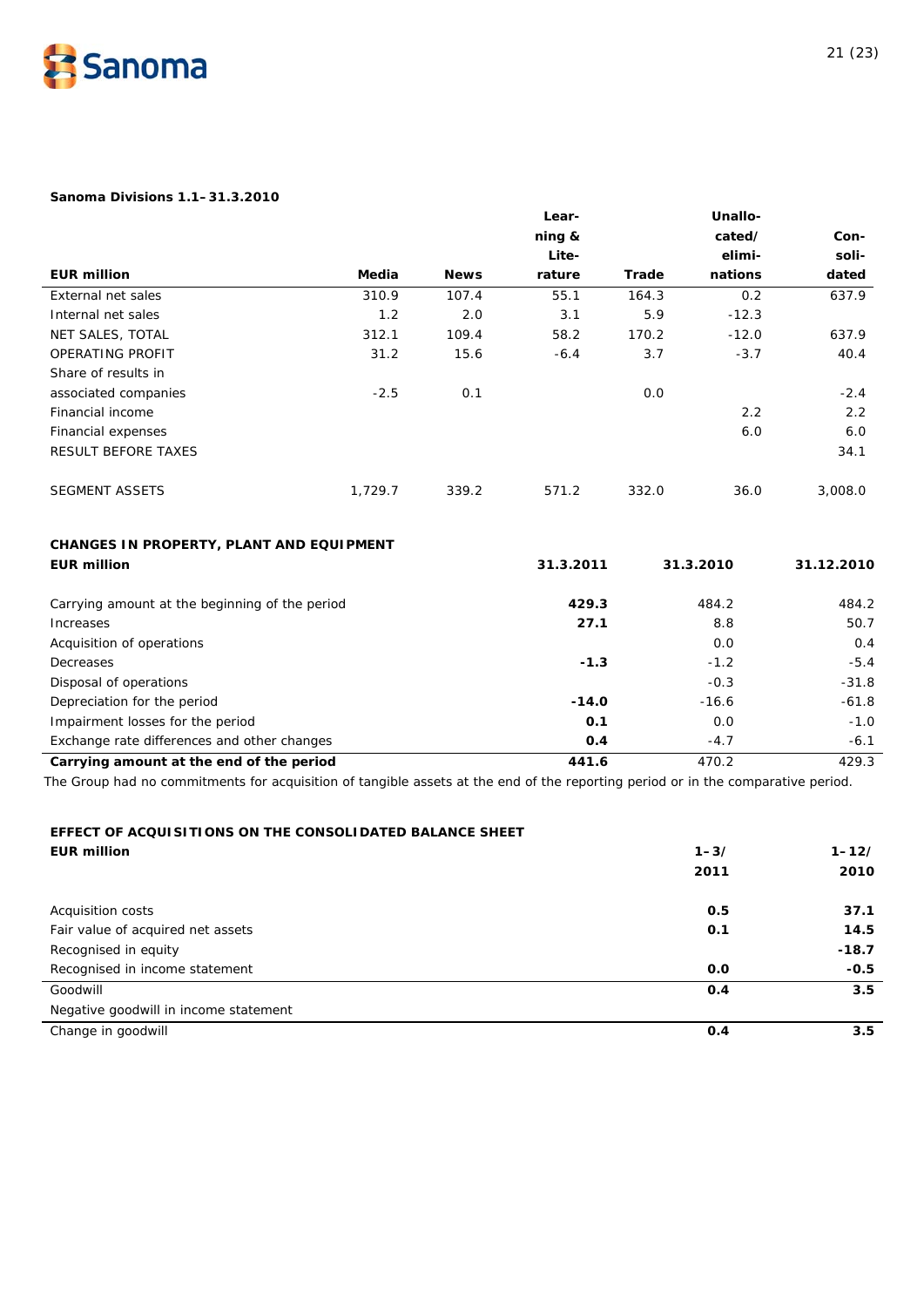**Sanoma Divisions 1.1–31.3.2010**

| EUR million | Media | News | Learning & Literature | Trade | Unallocated/ eliminations | Consolidated |
|---|---|---|---|---|---|---|
| External net sales | 310.9 | 107.4 | 55.1 | 164.3 | 0.2 | 637.9 |
| Internal net sales | 1.2 | 2.0 | 3.1 | 5.9 | -12.3 | |
| NET SALES, TOTAL | 312.1 | 109.4 | 58.2 | 170.2 | -12.0 | 637.9 |
| OPERATING PROFIT | 31.2 | 15.6 | -6.4 | 3.7 | -3.7 | 40.4 |
| Share of results in associated companies | -2.5 | 0.1 | | 0.0 | | -2.4 |
| Financial income | | | | | 2.2 | 2.2 |
| Financial expenses | | | | | 6.0 | 6.0 |
| RESULT BEFORE TAXES | | | | | | 34.1 |
| SEGMENT ASSETS | 1,729.7 | 339.2 | 571.2 | 332.0 | 36.0 | 3,008.0 |

**CHANGES IN PROPERTY, PLANT AND EQUIPMENT**

| EUR million | 31.3.2011 | 31.3.2010 | 31.12.2010 |
|---|---|---|---|
| Carrying amount at the beginning of the period | **429.3** | 484.2 | 484.2 |
| Increases | **27.1** | 8.8 | 50.7 |
| Acquisition of operations | | 0.0 | 0.4 |
| Decreases | **-1.3** | -1.2 | -5.4 |
| Disposal of operations | | -0.3 | -31.8 |
| Depreciation for the period | **-14.0** | -16.6 | -61.8 |
| Impairment losses for the period | **0.1** | 0.0 | -1.0 |
| Exchange rate differences and other changes | **0.4** | -4.7 | -6.1 |
| **Carrying amount at the end of the period** | **441.6** | 470.2 | 429.3 |

The Group had no commitments for acquisition of tangible assets at the end of the reporting period or in the comparative period.

**EFFECT OF ACQUISITIONS ON THE CONSOLIDATED BALANCE SHEET**

| EUR million | 1–3/ 2011 | 1–12/ 2010 |
|---|---|---|
| Acquisition costs | **0.5** | **37.1** |
| Fair value of acquired net assets | **0.1** | **14.5** |
| Recognised in equity | | **-18.7** |
| Recognised in income statement | **0.0** | **-0.5** |
| Goodwill | **0.4** | **3.5** |
| Negative goodwill in income statement | | |
| Change in goodwill | **0.4** | **3.5** |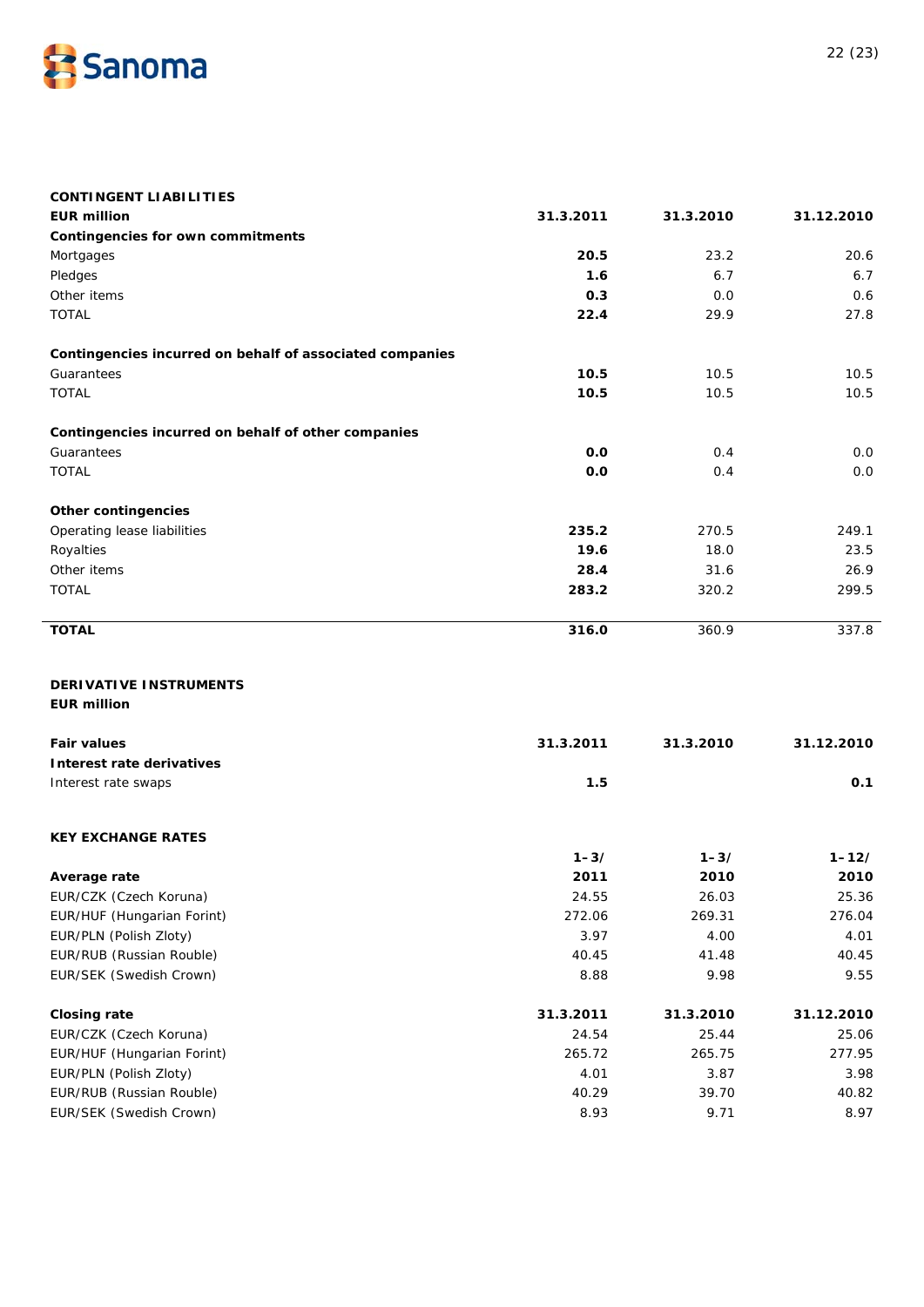## CONTINGENT LIABILITIES

| EUR million | 31.3.2011 | 31.3.2010 | 31.12.2010 |
|---|---|---|---|
| **Contingencies for own commitments** | | | |
| Mortgages | **20.5** | 23.2 | 20.6 |
| Pledges | **1.6** | 6.7 | 6.7 |
| Other items | **0.3** | 0.0 | 0.6 |
| TOTAL | **22.4** | 29.9 | 27.8 |
| | | | |
| **Contingencies incurred on behalf of associated companies** | | | |
| Guarantees | **10.5** | 10.5 | 10.5 |
| TOTAL | **10.5** | 10.5 | 10.5 |
| | | | |
| **Contingencies incurred on behalf of other companies** | | | |
| Guarantees | **0.0** | 0.4 | 0.0 |
| TOTAL | **0.0** | 0.4 | 0.0 |
| | | | |
| **Other contingencies** | | | |
| Operating lease liabilities | **235.2** | 270.5 | 249.1 |
| Royalties | **19.6** | 18.0 | 23.5 |
| Other items | **28.4** | 31.6 | 26.9 |
| TOTAL | **283.2** | 320.2 | 299.5 |
| | | | |
| **TOTAL** | **316.0** | 360.9 | 337.8 |

## DERIVATIVE INSTRUMENTS

**EUR million**

| Fair values | 31.3.2011 | 31.3.2010 | 31.12.2010 |
|---|---|---|---|
| **Interest rate derivatives** | | | |
| Interest rate swaps | **1.5** | | **0.1** |

## KEY EXCHANGE RATES

| Average rate | 1–3/ 2011 | 1–3/ 2010 | 1–12/ 2010 |
|---|---|---|---|
| EUR/CZK (Czech Koruna) | 24.55 | 26.03 | 25.36 |
| EUR/HUF (Hungarian Forint) | 272.06 | 269.31 | 276.04 |
| EUR/PLN (Polish Zloty) | 3.97 | 4.00 | 4.01 |
| EUR/RUB (Russian Rouble) | 40.45 | 41.48 | 40.45 |
| EUR/SEK (Swedish Crown) | 8.88 | 9.98 | 9.55 |

| Closing rate | 31.3.2011 | 31.3.2010 | 31.12.2010 |
|---|---|---|---|
| EUR/CZK (Czech Koruna) | 24.54 | 25.44 | 25.06 |
| EUR/HUF (Hungarian Forint) | 265.72 | 265.75 | 277.95 |
| EUR/PLN (Polish Zloty) | 4.01 | 3.87 | 3.98 |
| EUR/RUB (Russian Rouble) | 40.29 | 39.70 | 40.82 |
| EUR/SEK (Swedish Crown) | 8.93 | 9.71 | 8.97 |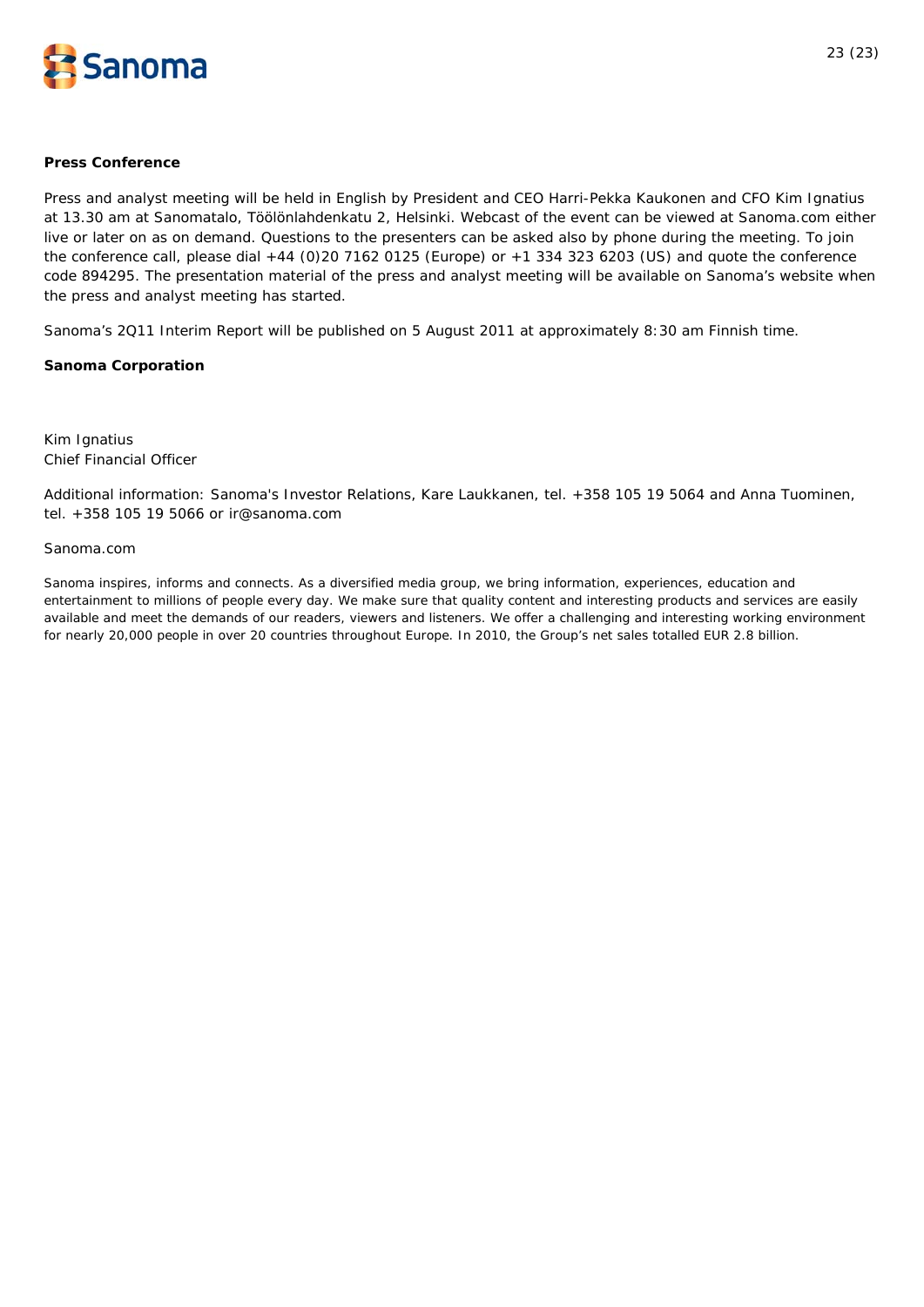**Press Conference**

Press and analyst meeting will be held in English by President and CEO Harri-Pekka Kaukonen and CFO Kim Ignatius at 13.30 am at Sanomatalo, Töölönlahdenkatu 2, Helsinki. Webcast of the event can be viewed at Sanoma.com either live or later on as on demand. Questions to the presenters can be asked also by phone during the meeting. To join the conference call, please dial +44 (0)20 7162 0125 (Europe) or +1 334 323 6203 (US) and quote the conference code 894295. The presentation material of the press and analyst meeting will be available on Sanoma's website when the press and analyst meeting has started.

Sanoma's 2Q11 Interim Report will be published on 5 August 2011 at approximately 8:30 am Finnish time.

**Sanoma Corporation**

Kim Ignatius
Chief Financial Officer

Additional information: Sanoma's Investor Relations, Kare Laukkanen, tel. +358 105 19 5064 and Anna Tuominen, tel. +358 105 19 5066 or ir@sanoma.com

Sanoma.com

Sanoma inspires, informs and connects. As a diversified media group, we bring information, experiences, education and entertainment to millions of people every day. We make sure that quality content and interesting products and services are easily available and meet the demands of our readers, viewers and listeners. We offer a challenging and interesting working environment for nearly 20,000 people in over 20 countries throughout Europe. In 2010, the Group's net sales totalled EUR 2.8 billion.